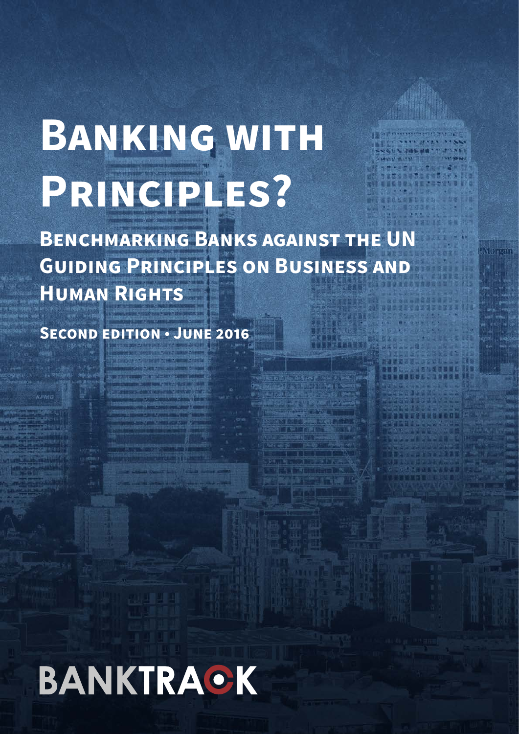# Banking with Principles?

## Benchmarking Banks against the UN Guiding Principles on Business and Human Rights

**Second edition • June 2016**

BANKTRACK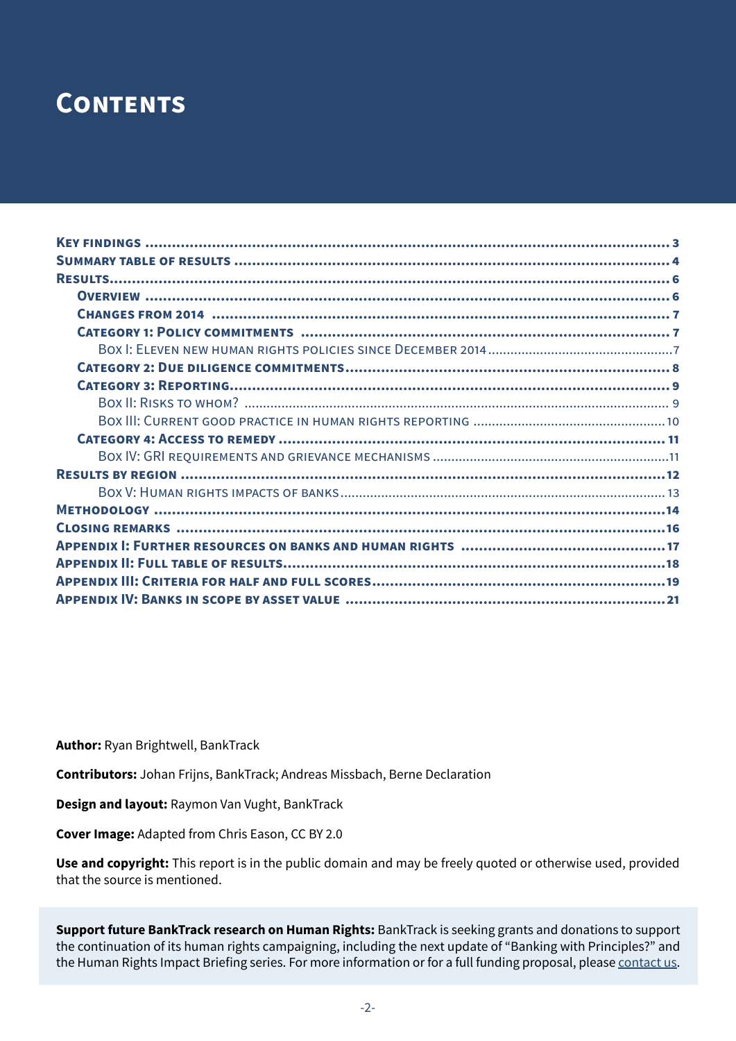# Contents

- Key findings ... 3
- Summary table of results ... 4
- Results ... 6
  - Overview ... 6
  - Changes from 2014 ... 7
  - Category 1: Policy commitments ... 7
    - Box I: Eleven new human rights policies since December 2014 ... 7
  - Category 2: Due diligence commitments ... 8
  - Category 3: Reporting ... 9
    - Box II: Risks to whom? ... 9
    - Box III: Current good practice in human rights reporting ... 10
  - Category 4: Access to remedy ... 11
    - Box IV: GRI requirements and grievance mechanisms ... 11
- Results by region ... 12
  - Box V: Human rights impacts of banks ... 13
- Methodology ... 14
- Closing remarks ... 16
- Appendix I: Further resources on banks and human rights ... 17
- Appendix II: Full table of results ... 18
- Appendix III: Criteria for half and full scores ... 19
- Appendix IV: Banks in scope by asset value ... 21

**Author:** Ryan Brightwell, BankTrack

**Contributors:** Johan Frijns, BankTrack; Andreas Missbach, Berne Declaration

**Design and layout:** Raymon Van Vught, BankTrack

**Cover Image:** Adapted from Chris Eason, CC BY 2.0

**Use and copyright:** This report is in the public domain and may be freely quoted or otherwise used, provided that the source is mentioned.

**Support future BankTrack research on Human Rights:** BankTrack is seeking grants and donations to support the continuation of its human rights campaigning, including the next update of "Banking with Principles?" and the Human Rights Impact Briefing series. For more information or for a full funding proposal, please contact us.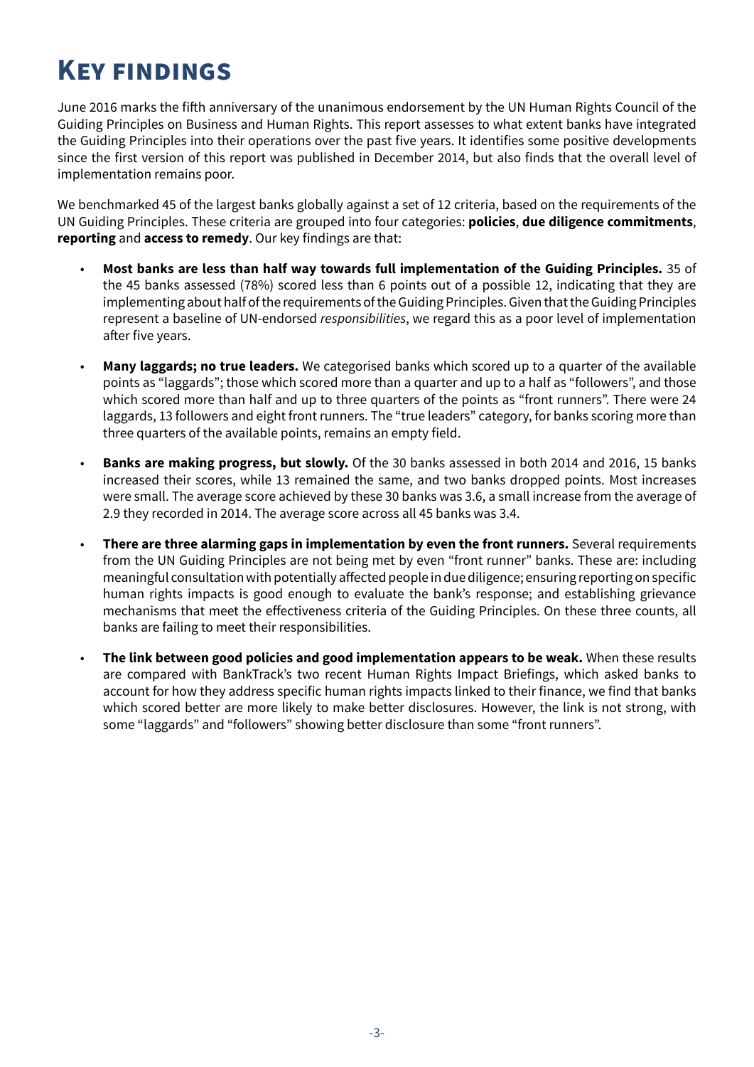# Key findings

June 2016 marks the fifth anniversary of the unanimous endorsement by the UN Human Rights Council of the Guiding Principles on Business and Human Rights. This report assesses to what extent banks have integrated the Guiding Principles into their operations over the past five years. It identifies some positive developments since the first version of this report was published in December 2014, but also finds that the overall level of implementation remains poor.

We benchmarked 45 of the largest banks globally against a set of 12 criteria, based on the requirements of the UN Guiding Principles. These criteria are grouped into four categories: **policies**, **due diligence commitments**, **reporting** and **access to remedy**. Our key findings are that:

- **Most banks are less than half way towards full implementation of the Guiding Principles.** 35 of the 45 banks assessed (78%) scored less than 6 points out of a possible 12, indicating that they are implementing about half of the requirements of the Guiding Principles. Given that the Guiding Principles represent a baseline of UN-endorsed *responsibilities*, we regard this as a poor level of implementation after five years.
- **Many laggards; no true leaders.** We categorised banks which scored up to a quarter of the available points as "laggards"; those which scored more than a quarter and up to a half as "followers", and those which scored more than half and up to three quarters of the points as "front runners". There were 24 laggards, 13 followers and eight front runners. The "true leaders" category, for banks scoring more than three quarters of the available points, remains an empty field.
- **Banks are making progress, but slowly.** Of the 30 banks assessed in both 2014 and 2016, 15 banks increased their scores, while 13 remained the same, and two banks dropped points. Most increases were small. The average score achieved by these 30 banks was 3.6, a small increase from the average of 2.9 they recorded in 2014. The average score across all 45 banks was 3.4.
- **There are three alarming gaps in implementation by even the front runners.** Several requirements from the UN Guiding Principles are not being met by even "front runner" banks. These are: including meaningful consultation with potentially affected people in due diligence; ensuring reporting on specific human rights impacts is good enough to evaluate the bank's response; and establishing grievance mechanisms that meet the effectiveness criteria of the Guiding Principles. On these three counts, all banks are failing to meet their responsibilities.
- **The link between good policies and good implementation appears to be weak.** When these results are compared with BankTrack's two recent Human Rights Impact Briefings, which asked banks to account for how they address specific human rights impacts linked to their finance, we find that banks which scored better are more likely to make better disclosures. However, the link is not strong, with some "laggards" and "followers" showing better disclosure than some "front runners".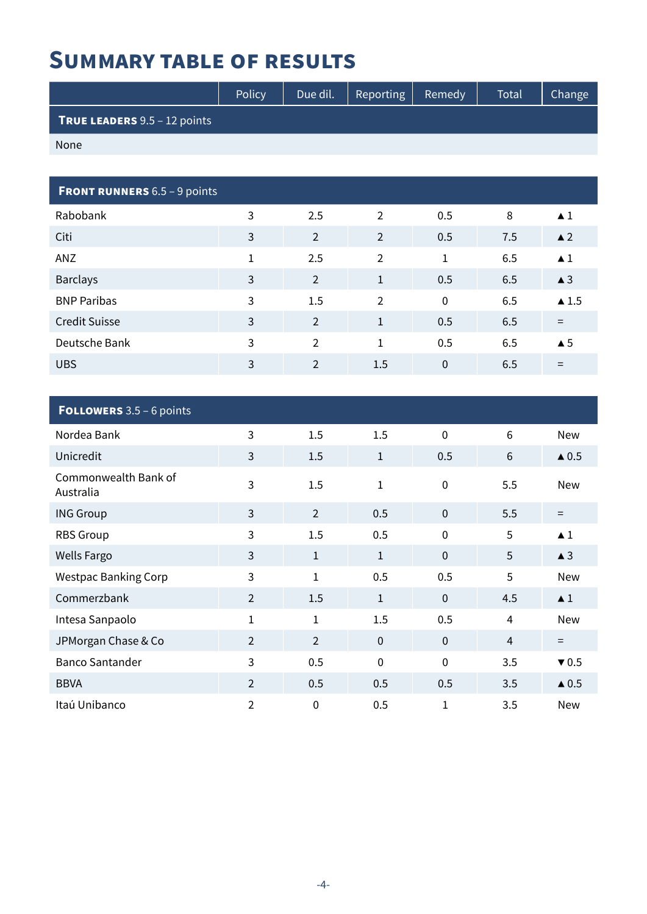# Summary Table of Results

| | Policy | Due dil. | Reporting | Remedy | Total | Change |
|---|---|---|---|---|---|---|
| **TRUE LEADERS** 9.5 – 12 points | | | | | | |
| None | | | | | | |
| **FRONT RUNNERS** 6.5 – 9 points | | | | | | |
| Rabobank | 3 | 2.5 | 2 | 0.5 | 8 | ▲1 |
| Citi | 3 | 2 | 2 | 0.5 | 7.5 | ▲2 |
| ANZ | 1 | 2.5 | 2 | 1 | 6.5 | ▲1 |
| Barclays | 3 | 2 | 1 | 0.5 | 6.5 | ▲3 |
| BNP Paribas | 3 | 1.5 | 2 | 0 | 6.5 | ▲1.5 |
| Credit Suisse | 3 | 2 | 1 | 0.5 | 6.5 | = |
| Deutsche Bank | 3 | 2 | 1 | 0.5 | 6.5 | ▲5 |
| UBS | 3 | 2 | 1.5 | 0 | 6.5 | = |
| **FOLLOWERS** 3.5 – 6 points | | | | | | |
| Nordea Bank | 3 | 1.5 | 1.5 | 0 | 6 | New |
| Unicredit | 3 | 1.5 | 1 | 0.5 | 6 | ▲0.5 |
| Commonwealth Bank of Australia | 3 | 1.5 | 1 | 0 | 5.5 | New |
| ING Group | 3 | 2 | 0.5 | 0 | 5.5 | = |
| RBS Group | 3 | 1.5 | 0.5 | 0 | 5 | ▲1 |
| Wells Fargo | 3 | 1 | 1 | 0 | 5 | ▲3 |
| Westpac Banking Corp | 3 | 1 | 0.5 | 0.5 | 5 | New |
| Commerzbank | 2 | 1.5 | 1 | 0 | 4.5 | ▲1 |
| Intesa Sanpaolo | 1 | 1 | 1.5 | 0.5 | 4 | New |
| JPMorgan Chase & Co | 2 | 2 | 0 | 0 | 4 | = |
| Banco Santander | 3 | 0.5 | 0 | 0 | 3.5 | ▼0.5 |
| BBVA | 2 | 0.5 | 0.5 | 0.5 | 3.5 | ▲0.5 |
| Itaú Unibanco | 2 | 0 | 0.5 | 1 | 3.5 | New |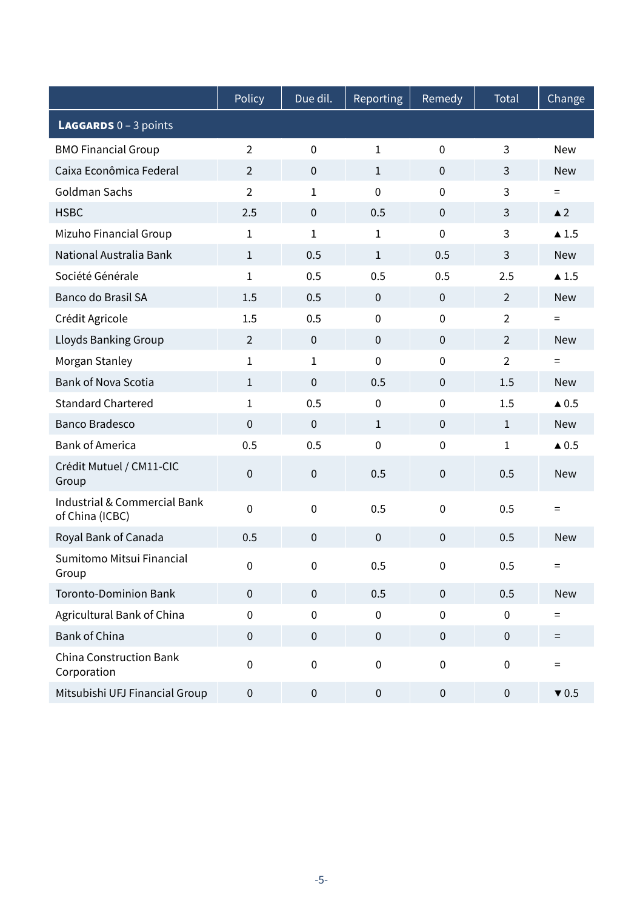| | Policy | Due dil. | Reporting | Remedy | Total | Change |
|---|---|---|---|---|---|---|
| **LAGGARDS** 0 – 3 points | | | | | | |
| BMO Financial Group | 2 | 0 | 1 | 0 | 3 | New |
| Caixa Econômica Federal | 2 | 0 | 1 | 0 | 3 | New |
| Goldman Sachs | 2 | 1 | 0 | 0 | 3 | = |
| HSBC | 2.5 | 0 | 0.5 | 0 | 3 | ▲2 |
| Mizuho Financial Group | 1 | 1 | 1 | 0 | 3 | ▲1.5 |
| National Australia Bank | 1 | 0.5 | 1 | 0.5 | 3 | New |
| Société Générale | 1 | 0.5 | 0.5 | 0.5 | 2.5 | ▲1.5 |
| Banco do Brasil SA | 1.5 | 0.5 | 0 | 0 | 2 | New |
| Crédit Agricole | 1.5 | 0.5 | 0 | 0 | 2 | = |
| Lloyds Banking Group | 2 | 0 | 0 | 0 | 2 | New |
| Morgan Stanley | 1 | 1 | 0 | 0 | 2 | = |
| Bank of Nova Scotia | 1 | 0 | 0.5 | 0 | 1.5 | New |
| Standard Chartered | 1 | 0.5 | 0 | 0 | 1.5 | ▲0.5 |
| Banco Bradesco | 0 | 0 | 1 | 0 | 1 | New |
| Bank of America | 0.5 | 0.5 | 0 | 0 | 1 | ▲0.5 |
| Crédit Mutuel / CM11-CIC Group | 0 | 0 | 0.5 | 0 | 0.5 | New |
| Industrial & Commercial Bank of China (ICBC) | 0 | 0 | 0.5 | 0 | 0.5 | = |
| Royal Bank of Canada | 0.5 | 0 | 0 | 0 | 0.5 | New |
| Sumitomo Mitsui Financial Group | 0 | 0 | 0.5 | 0 | 0.5 | = |
| Toronto-Dominion Bank | 0 | 0 | 0.5 | 0 | 0.5 | New |
| Agricultural Bank of China | 0 | 0 | 0 | 0 | 0 | = |
| Bank of China | 0 | 0 | 0 | 0 | 0 | = |
| China Construction Bank Corporation | 0 | 0 | 0 | 0 | 0 | = |
| Mitsubishi UFJ Financial Group | 0 | 0 | 0 | 0 | 0 | ▼0.5 |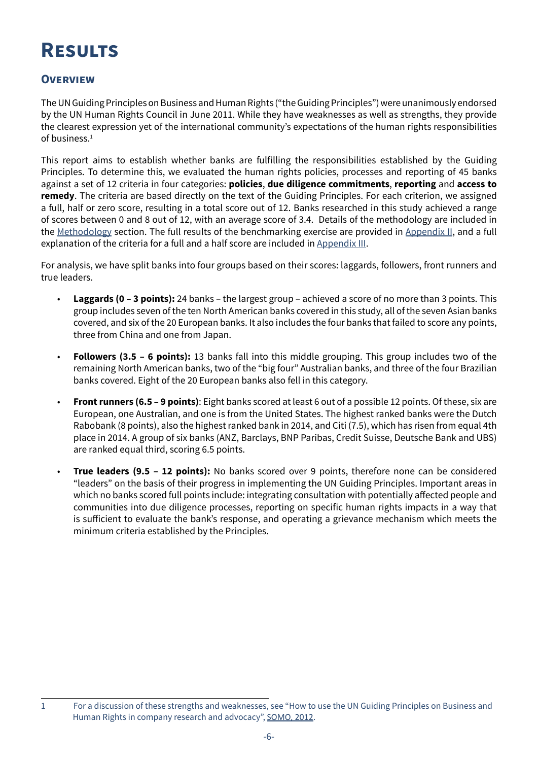# Results

## Overview

The UN Guiding Principles on Business and Human Rights ("the Guiding Principles") were unanimously endorsed by the UN Human Rights Council in June 2011. While they have weaknesses as well as strengths, they provide the clearest expression yet of the international community's expectations of the human rights responsibilities of business.[1]

This report aims to establish whether banks are fulfilling the responsibilities established by the Guiding Principles. To determine this, we evaluated the human rights policies, processes and reporting of 45 banks against a set of 12 criteria in four categories: **policies**, **due diligence commitments**, **reporting** and **access to remedy**. The criteria are based directly on the text of the Guiding Principles. For each criterion, we assigned a full, half or zero score, resulting in a total score out of 12. Banks researched in this study achieved a range of scores between 0 and 8 out of 12, with an average score of 3.4. Details of the methodology are included in the Methodology section. The full results of the benchmarking exercise are provided in Appendix II, and a full explanation of the criteria for a full and a half score are included in Appendix III.

For analysis, we have split banks into four groups based on their scores: laggards, followers, front runners and true leaders.

- **Laggards (0 – 3 points):** 24 banks – the largest group – achieved a score of no more than 3 points. This group includes seven of the ten North American banks covered in this study, all of the seven Asian banks covered, and six of the 20 European banks. It also includes the four banks that failed to score any points, three from China and one from Japan.
- **Followers (3.5 – 6 points):** 13 banks fall into this middle grouping. This group includes two of the remaining North American banks, two of the "big four" Australian banks, and three of the four Brazilian banks covered. Eight of the 20 European banks also fell in this category.
- **Front runners (6.5 – 9 points)**: Eight banks scored at least 6 out of a possible 12 points. Of these, six are European, one Australian, and one is from the United States. The highest ranked banks were the Dutch Rabobank (8 points), also the highest ranked bank in 2014, and Citi (7.5), which has risen from equal 4th place in 2014. A group of six banks (ANZ, Barclays, BNP Paribas, Credit Suisse, Deutsche Bank and UBS) are ranked equal third, scoring 6.5 points.
- **True leaders (9.5 – 12 points):** No banks scored over 9 points, therefore none can be considered "leaders" on the basis of their progress in implementing the UN Guiding Principles. Important areas in which no banks scored full points include: integrating consultation with potentially affected people and communities into due diligence processes, reporting on specific human rights impacts in a way that is sufficient to evaluate the bank's response, and operating a grievance mechanism which meets the minimum criteria established by the Principles.

---

[1] For a discussion of these strengths and weaknesses, see "How to use the UN Guiding Principles on Business and Human Rights in company research and advocacy", SOMO, 2012.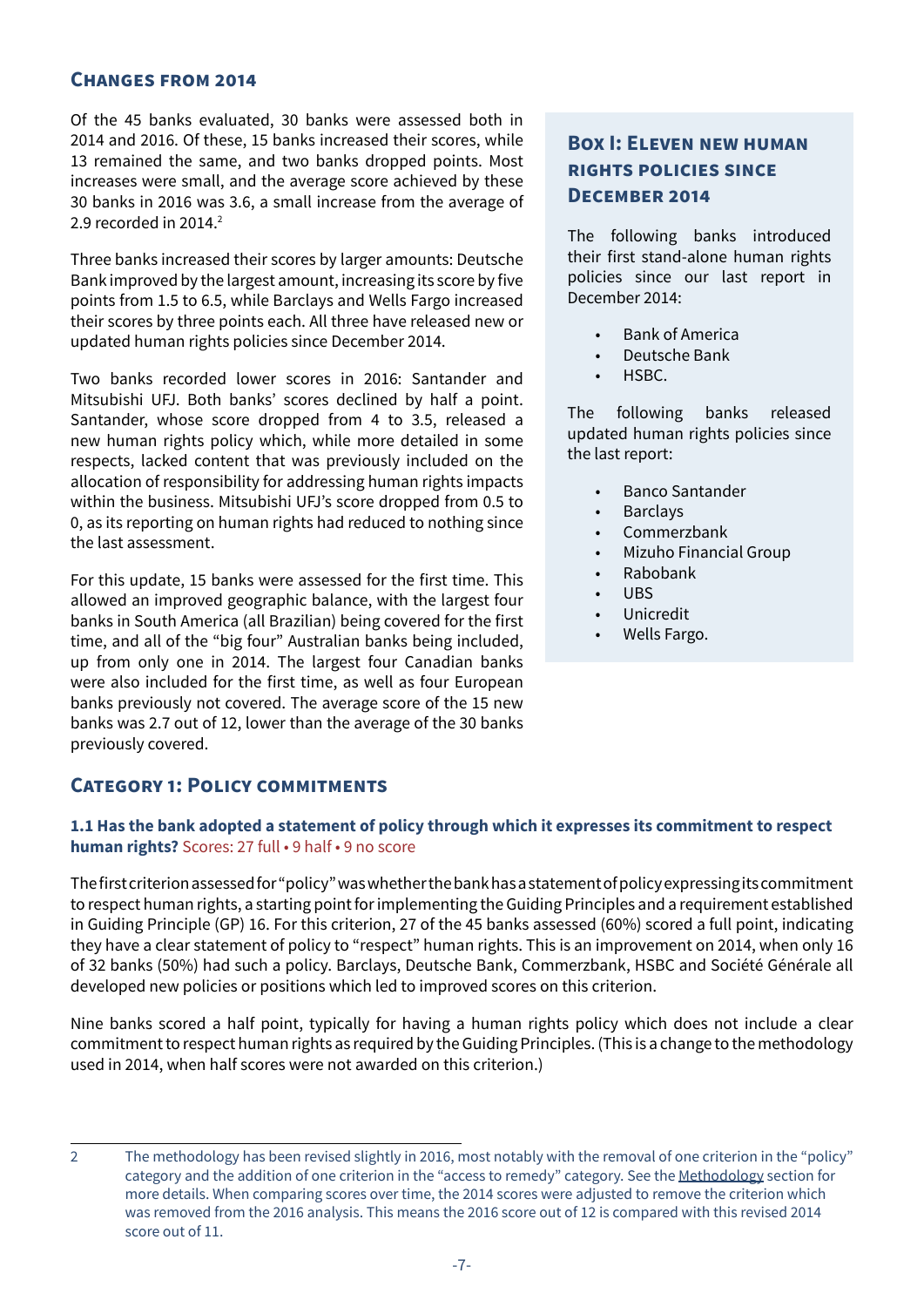## Changes from 2014

Of the 45 banks evaluated, 30 banks were assessed both in 2014 and 2016. Of these, 15 banks increased their scores, while 13 remained the same, and two banks dropped points. Most increases were small, and the average score achieved by these 30 banks in 2016 was 3.6, a small increase from the average of 2.9 recorded in 2014.[2]

Three banks increased their scores by larger amounts: Deutsche Bank improved by the largest amount, increasing its score by five points from 1.5 to 6.5, while Barclays and Wells Fargo increased their scores by three points each. All three have released new or updated human rights policies since December 2014.

Two banks recorded lower scores in 2016: Santander and Mitsubishi UFJ. Both banks' scores declined by half a point. Santander, whose score dropped from 4 to 3.5, released a new human rights policy which, while more detailed in some respects, lacked content that was previously included on the allocation of responsibility for addressing human rights impacts within the business. Mitsubishi UFJ's score dropped from 0.5 to 0, as its reporting on human rights had reduced to nothing since the last assessment.

For this update, 15 banks were assessed for the first time. This allowed an improved geographic balance, with the largest four banks in South America (all Brazilian) being covered for the first time, and all of the "big four" Australian banks being included, up from only one in 2014. The largest four Canadian banks were also included for the first time, as well as four European banks previously not covered. The average score of the 15 new banks was 2.7 out of 12, lower than the average of the 30 banks previously covered.

### Box I: Eleven new human rights policies since December 2014

The following banks introduced their first stand-alone human rights policies since our last report in December 2014:

- Bank of America
- Deutsche Bank
- HSBC.

The following banks released updated human rights policies since the last report:

- Banco Santander
- Barclays
- Commerzbank
- Mizuho Financial Group
- Rabobank
- UBS
- Unicredit
- Wells Fargo.

## Category 1: Policy commitments

**1.1 Has the bank adopted a statement of policy through which it expresses its commitment to respect human rights?** Scores: 27 full • 9 half • 9 no score

The first criterion assessed for "policy" was whether the bank has a statement of policy expressing its commitment to respect human rights, a starting point for implementing the Guiding Principles and a requirement established in Guiding Principle (GP) 16. For this criterion, 27 of the 45 banks assessed (60%) scored a full point, indicating they have a clear statement of policy to "respect" human rights. This is an improvement on 2014, when only 16 of 32 banks (50%) had such a policy. Barclays, Deutsche Bank, Commerzbank, HSBC and Société Générale all developed new policies or positions which led to improved scores on this criterion.

Nine banks scored a half point, typically for having a human rights policy which does not include a clear commitment to respect human rights as required by the Guiding Principles. (This is a change to the methodology used in 2014, when half scores were not awarded on this criterion.)

---

2 The methodology has been revised slightly in 2016, most notably with the removal of one criterion in the "policy" category and the addition of one criterion in the "access to remedy" category. See the Methodology section for more details. When comparing scores over time, the 2014 scores were adjusted to remove the criterion which was removed from the 2016 analysis. This means the 2016 score out of 12 is compared with this revised 2014 score out of 11.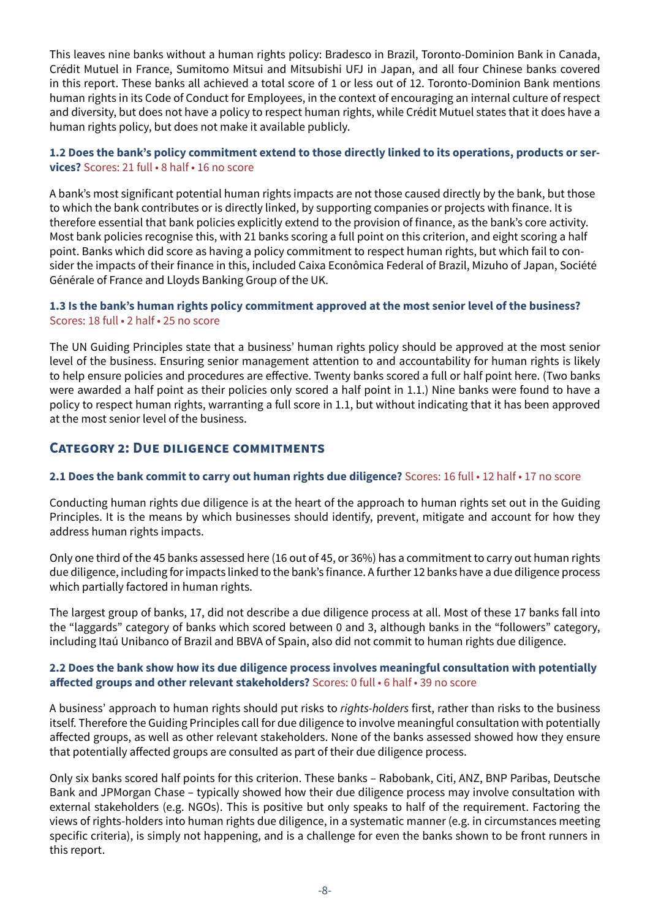This leaves nine banks without a human rights policy: Bradesco in Brazil, Toronto-Dominion Bank in Canada, Crédit Mutuel in France, Sumitomo Mitsui and Mitsubishi UFJ in Japan, and all four Chinese banks covered in this report. These banks all achieved a total score of 1 or less out of 12. Toronto-Dominion Bank mentions human rights in its Code of Conduct for Employees, in the context of encouraging an internal culture of respect and diversity, but does not have a policy to respect human rights, while Crédit Mutuel states that it does have a human rights policy, but does not make it available publicly.

### 1.2 Does the bank's policy commitment extend to those directly linked to its operations, products or services? Scores: 21 full • 8 half • 16 no score

A bank's most significant potential human rights impacts are not those caused directly by the bank, but those to which the bank contributes or is directly linked, by supporting companies or projects with finance. It is therefore essential that bank policies explicitly extend to the provision of finance, as the bank's core activity. Most bank policies recognise this, with 21 banks scoring a full point on this criterion, and eight scoring a half point. Banks which did score as having a policy commitment to respect human rights, but which fail to consider the impacts of their finance in this, included Caixa Econômica Federal of Brazil, Mizuho of Japan, Société Générale of France and Lloyds Banking Group of the UK.

### 1.3 Is the bank's human rights policy commitment approved at the most senior level of the business? Scores: 18 full • 2 half • 25 no score

The UN Guiding Principles state that a business' human rights policy should be approved at the most senior level of the business. Ensuring senior management attention to and accountability for human rights is likely to help ensure policies and procedures are effective. Twenty banks scored a full or half point here. (Two banks were awarded a half point as their policies only scored a half point in 1.1.) Nine banks were found to have a policy to respect human rights, warranting a full score in 1.1, but without indicating that it has been approved at the most senior level of the business.

## Category 2: Due diligence commitments

### 2.1 Does the bank commit to carry out human rights due diligence? Scores: 16 full • 12 half • 17 no score

Conducting human rights due diligence is at the heart of the approach to human rights set out in the Guiding Principles. It is the means by which businesses should identify, prevent, mitigate and account for how they address human rights impacts.

Only one third of the 45 banks assessed here (16 out of 45, or 36%) has a commitment to carry out human rights due diligence, including for impacts linked to the bank's finance. A further 12 banks have a due diligence process which partially factored in human rights.

The largest group of banks, 17, did not describe a due diligence process at all. Most of these 17 banks fall into the "laggards" category of banks which scored between 0 and 3, although banks in the "followers" category, including Itaú Unibanco of Brazil and BBVA of Spain, also did not commit to human rights due diligence.

### 2.2 Does the bank show how its due diligence process involves meaningful consultation with potentially affected groups and other relevant stakeholders? Scores: 0 full • 6 half • 39 no score

A business' approach to human rights should put risks to *rights-holders* first, rather than risks to the business itself. Therefore the Guiding Principles call for due diligence to involve meaningful consultation with potentially affected groups, as well as other relevant stakeholders. None of the banks assessed showed how they ensure that potentially affected groups are consulted as part of their due diligence process.

Only six banks scored half points for this criterion. These banks – Rabobank, Citi, ANZ, BNP Paribas, Deutsche Bank and JPMorgan Chase – typically showed how their due diligence process may involve consultation with external stakeholders (e.g. NGOs). This is positive but only speaks to half of the requirement. Factoring the views of rights-holders into human rights due diligence, in a systematic manner (e.g. in circumstances meeting specific criteria), is simply not happening, and is a challenge for even the banks shown to be front runners in this report.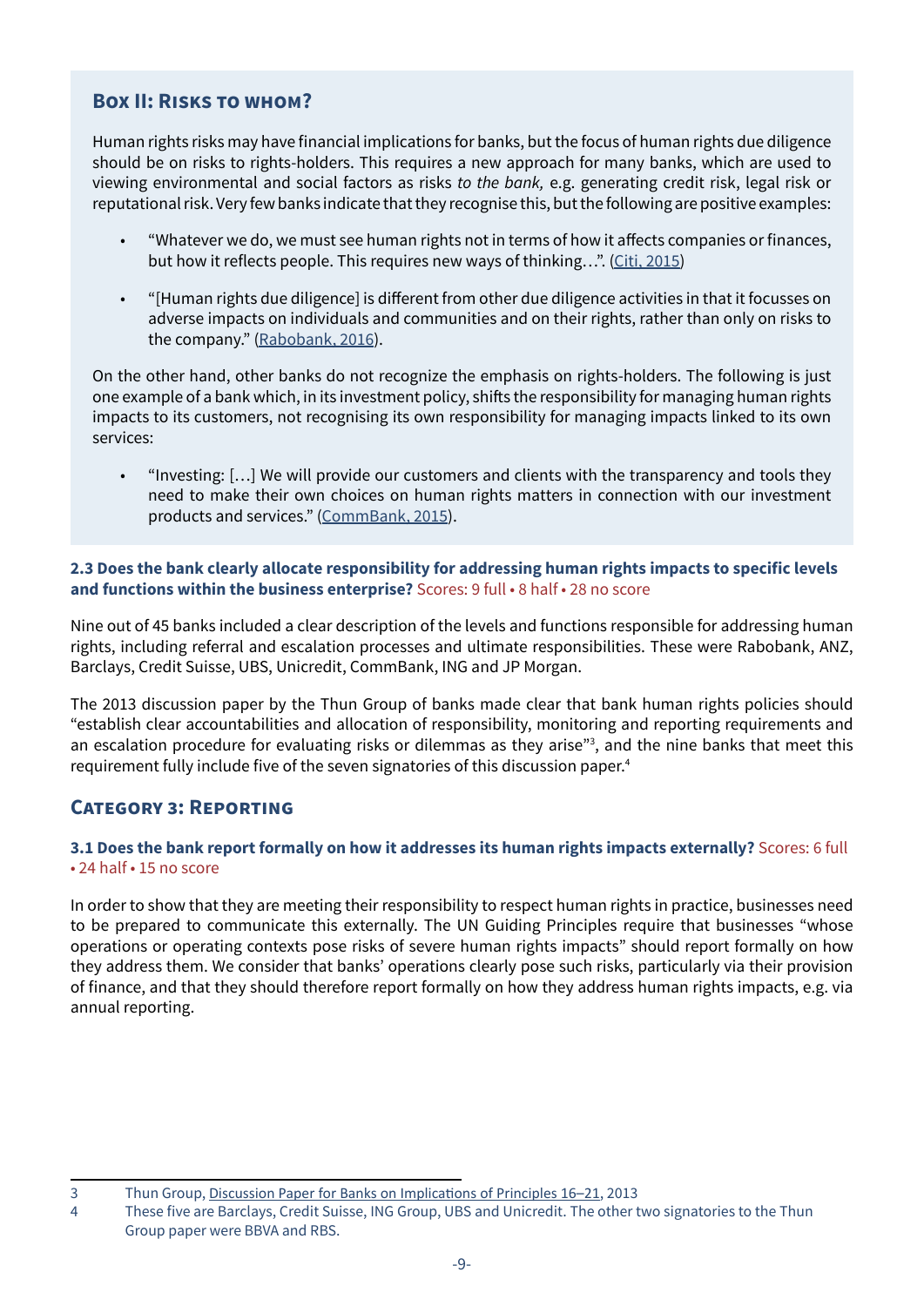### Box II: Risks to whom?

Human rights risks may have financial implications for banks, but the focus of human rights due diligence should be on risks to rights-holders. This requires a new approach for many banks, which are used to viewing environmental and social factors as risks *to the bank,* e.g. generating credit risk, legal risk or reputational risk. Very few banks indicate that they recognise this, but the following are positive examples:

- "Whatever we do, we must see human rights not in terms of how it affects companies or finances, but how it reflects people. This requires new ways of thinking…". (Citi, 2015)
- "[Human rights due diligence] is different from other due diligence activities in that it focusses on adverse impacts on individuals and communities and on their rights, rather than only on risks to the company." (Rabobank, 2016).

On the other hand, other banks do not recognize the emphasis on rights-holders. The following is just one example of a bank which, in its investment policy, shifts the responsibility for managing human rights impacts to its customers, not recognising its own responsibility for managing impacts linked to its own services:

- "Investing: […] We will provide our customers and clients with the transparency and tools they need to make their own choices on human rights matters in connection with our investment products and services." (CommBank, 2015).

#### 2.3 Does the bank clearly allocate responsibility for addressing human rights impacts to specific levels and functions within the business enterprise? Scores: 9 full • 8 half • 28 no score

Nine out of 45 banks included a clear description of the levels and functions responsible for addressing human rights, including referral and escalation processes and ultimate responsibilities. These were Rabobank, ANZ, Barclays, Credit Suisse, UBS, Unicredit, CommBank, ING and JP Morgan.

The 2013 discussion paper by the Thun Group of banks made clear that bank human rights policies should "establish clear accountabilities and allocation of responsibility, monitoring and reporting requirements and an escalation procedure for evaluating risks or dilemmas as they arise"[3], and the nine banks that meet this requirement fully include five of the seven signatories of this discussion paper.[4]

## Category 3: Reporting

#### 3.1 Does the bank report formally on how it addresses its human rights impacts externally? Scores: 6 full • 24 half • 15 no score

In order to show that they are meeting their responsibility to respect human rights in practice, businesses need to be prepared to communicate this externally. The UN Guiding Principles require that businesses "whose operations or operating contexts pose risks of severe human rights impacts" should report formally on how they address them. We consider that banks' operations clearly pose such risks, particularly via their provision of finance, and that they should therefore report formally on how they address human rights impacts, e.g. via annual reporting.

---

3 Thun Group, Discussion Paper for Banks on Implications of Principles 16–21, 2013

4 These five are Barclays, Credit Suisse, ING Group, UBS and Unicredit. The other two signatories to the Thun Group paper were BBVA and RBS.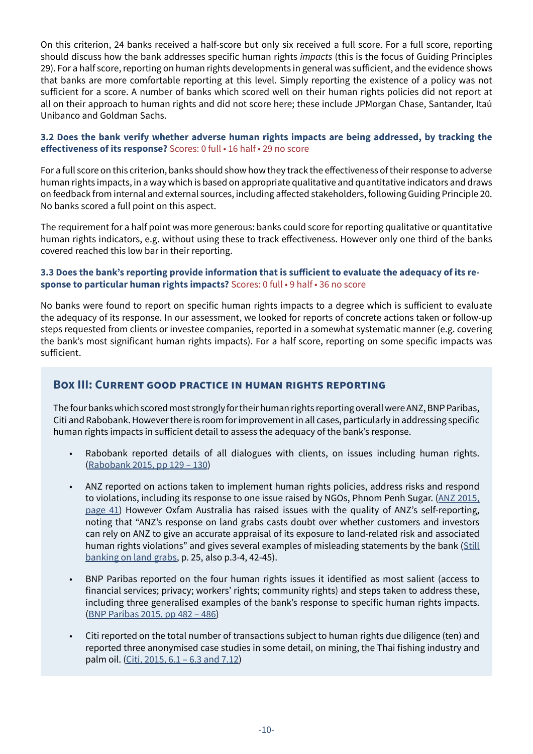On this criterion, 24 banks received a half-score but only six received a full score. For a full score, reporting should discuss how the bank addresses specific human rights *impacts* (this is the focus of Guiding Principles 29). For a half score, reporting on human rights developments in general was sufficient, and the evidence shows that banks are more comfortable reporting at this level. Simply reporting the existence of a policy was not sufficient for a score. A number of banks which scored well on their human rights policies did not report at all on their approach to human rights and did not score here; these include JPMorgan Chase, Santander, Itaú Unibanco and Goldman Sachs.

#### 3.2 Does the bank verify whether adverse human rights impacts are being addressed, by tracking the effectiveness of its response? Scores: 0 full • 16 half • 29 no score

For a full score on this criterion, banks should show how they track the effectiveness of their response to adverse human rights impacts, in a way which is based on appropriate qualitative and quantitative indicators and draws on feedback from internal and external sources, including affected stakeholders, following Guiding Principle 20. No banks scored a full point on this aspect.

The requirement for a half point was more generous: banks could score for reporting qualitative or quantitative human rights indicators, e.g. without using these to track effectiveness. However only one third of the banks covered reached this low bar in their reporting.

#### 3.3 Does the bank's reporting provide information that is sufficient to evaluate the adequacy of its response to particular human rights impacts? Scores: 0 full • 9 half • 36 no score

No banks were found to report on specific human rights impacts to a degree which is sufficient to evaluate the adequacy of its response. In our assessment, we looked for reports of concrete actions taken or follow-up steps requested from clients or investee companies, reported in a somewhat systematic manner (e.g. covering the bank's most significant human rights impacts). For a half score, reporting on some specific impacts was sufficient.

### Box III: Current good practice in human rights reporting

The four banks which scored most strongly for their human rights reporting overall were ANZ, BNP Paribas, Citi and Rabobank. However there is room for improvement in all cases, particularly in addressing specific human rights impacts in sufficient detail to assess the adequacy of the bank's response.

- Rabobank reported details of all dialogues with clients, on issues including human rights. (Rabobank 2015, pp 129 – 130)
- ANZ reported on actions taken to implement human rights policies, address risks and respond to violations, including its response to one issue raised by NGOs, Phnom Penh Sugar. (ANZ 2015, page 41) However Oxfam Australia has raised issues with the quality of ANZ's self-reporting, noting that "ANZ's response on land grabs casts doubt over whether customers and investors can rely on ANZ to give an accurate appraisal of its exposure to land-related risk and associated human rights violations" and gives several examples of misleading statements by the bank (Still banking on land grabs, p. 25, also p.3-4, 42-45).
- BNP Paribas reported on the four human rights issues it identified as most salient (access to financial services; privacy; workers' rights; community rights) and steps taken to address these, including three generalised examples of the bank's response to specific human rights impacts. (BNP Paribas 2015, pp 482 – 486)
- Citi reported on the total number of transactions subject to human rights due diligence (ten) and reported three anonymised case studies in some detail, on mining, the Thai fishing industry and palm oil. (Citi, 2015, 6.1 – 6.3 and 7.12)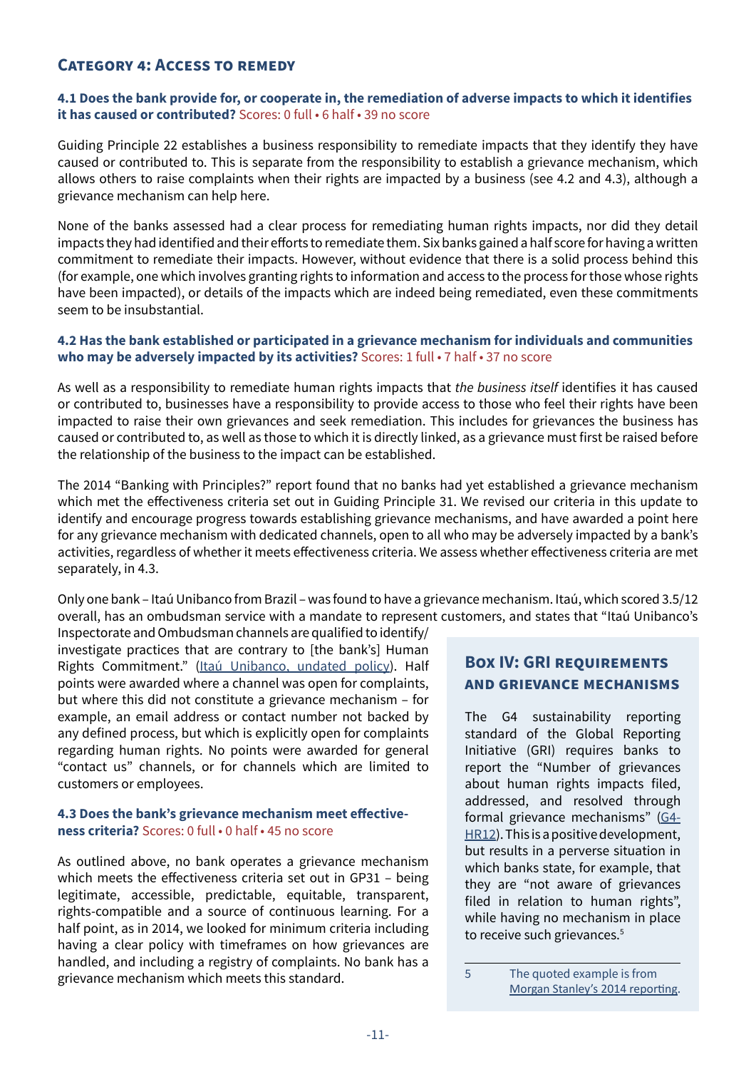## Category 4: Access to remedy

### 4.1 Does the bank provide for, or cooperate in, the remediation of adverse impacts to which it identifies it has caused or contributed? Scores: 0 full • 6 half • 39 no score

Guiding Principle 22 establishes a business responsibility to remediate impacts that they identify they have caused or contributed to. This is separate from the responsibility to establish a grievance mechanism, which allows others to raise complaints when their rights are impacted by a business (see 4.2 and 4.3), although a grievance mechanism can help here.

None of the banks assessed had a clear process for remediating human rights impacts, nor did they detail impacts they had identified and their efforts to remediate them. Six banks gained a half score for having a written commitment to remediate their impacts. However, without evidence that there is a solid process behind this (for example, one which involves granting rights to information and access to the process for those whose rights have been impacted), or details of the impacts which are indeed being remediated, even these commitments seem to be insubstantial.

### 4.2 Has the bank established or participated in a grievance mechanism for individuals and communities who may be adversely impacted by its activities? Scores: 1 full • 7 half • 37 no score

As well as a responsibility to remediate human rights impacts that *the business itself* identifies it has caused or contributed to, businesses have a responsibility to provide access to those who feel their rights have been impacted to raise their own grievances and seek remediation. This includes for grievances the business has caused or contributed to, as well as those to which it is directly linked, as a grievance must first be raised before the relationship of the business to the impact can be established.

The 2014 "Banking with Principles?" report found that no banks had yet established a grievance mechanism which met the effectiveness criteria set out in Guiding Principle 31. We revised our criteria in this update to identify and encourage progress towards establishing grievance mechanisms, and have awarded a point here for any grievance mechanism with dedicated channels, open to all who may be adversely impacted by a bank's activities, regardless of whether it meets effectiveness criteria. We assess whether effectiveness criteria are met separately, in 4.3.

Only one bank – Itaú Unibanco from Brazil – was found to have a grievance mechanism. Itaú, which scored 3.5/12 overall, has an ombudsman service with a mandate to represent customers, and states that "Itaú Unibanco's Inspectorate and Ombudsman channels are qualified to identify/investigate practices that are contrary to [the bank's] Human Rights Commitment." (Itaú Unibanco, undated policy). Half points were awarded where a channel was open for complaints, but where this did not constitute a grievance mechanism – for example, an email address or contact number not backed by any defined process, but which is explicitly open for complaints regarding human rights. No points were awarded for general "contact us" channels, or for channels which are limited to customers or employees.

### 4.3 Does the bank's grievance mechanism meet effectiveness criteria? Scores: 0 full • 0 half • 45 no score

As outlined above, no bank operates a grievance mechanism which meets the effectiveness criteria set out in GP31 – being legitimate, accessible, predictable, equitable, transparent, rights-compatible and a source of continuous learning. For a half point, as in 2014, we looked for minimum criteria including having a clear policy with timeframes on how grievances are handled, and including a registry of complaints. No bank has a grievance mechanism which meets this standard.

### Box IV: GRI requirements and grievance mechanisms

The G4 sustainability reporting standard of the Global Reporting Initiative (GRI) requires banks to report the "Number of grievances about human rights impacts filed, addressed, and resolved through formal grievance mechanisms" (G4-HR12). This is a positive development, but results in a perverse situation in which banks state, for example, that they are "not aware of grievances filed in relation to human rights", while having no mechanism in place to receive such grievances.[5]

5 The quoted example is from Morgan Stanley's 2014 reporting.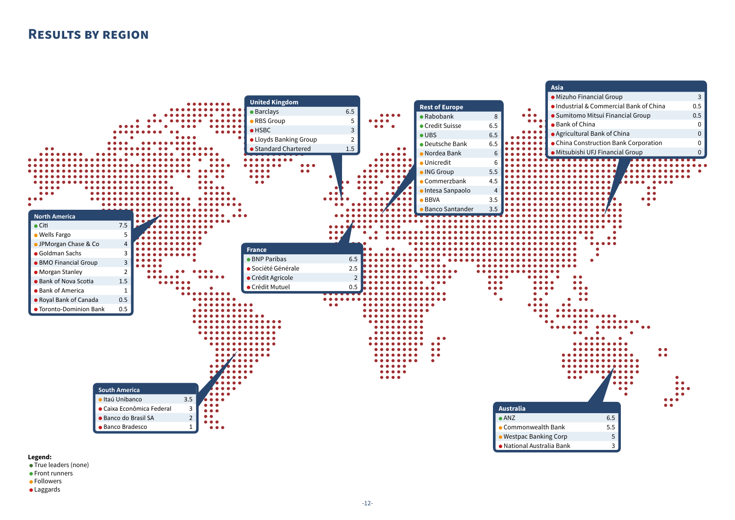## Results by region

**United Kingdom**

| Bank | Score |
|---|---|
| ● Barclays | 6.5 |
| ● RBS Group | 5 |
| ● HSBC | 3 |
| ● Lloyds Banking Group | 2 |
| ● Standard Chartered | 1.5 |

**Rest of Europe**

| Bank | Score |
|---|---|
| ● Rabobank | 8 |
| ● Credit Suisse | 6.5 |
| ● UBS | 6.5 |
| ● Deutsche Bank | 6.5 |
| ● Nordea Bank | 6 |
| ● Unicredit | 6 |
| ● ING Group | 5.5 |
| ● Commerzbank | 4.5 |
| ● Intesa Sanpaolo | 4 |
| ● BBVA | 3.5 |
| ● Banco Santander | 3.5 |

**Asia**

| Bank | Score |
|---|---|
| ● Mizuho Financial Group | 3 |
| ● Industrial & Commercial Bank of China | 0.5 |
| ● Sumitomo Mitsui Financial Group | 0.5 |
| ● Bank of China | 0 |
| ● Agricultural Bank of China | 0 |
| ● China Construction Bank Corporation | 0 |
| ● Mitsubishi UFJ Financial Group | 0 |

**North America**

| Bank | Score |
|---|---|
| ● Citi | 7.5 |
| ● Wells Fargo | 5 |
| ● JPMorgan Chase & Co | 4 |
| ● Goldman Sachs | 3 |
| ● BMO Financial Group | 3 |
| ● Morgan Stanley | 2 |
| ● Bank of Nova Scotia | 1.5 |
| ● Bank of America | 1 |
| ● Royal Bank of Canada | 0.5 |
| ● Toronto-Dominion Bank | 0.5 |

**France**

| Bank | Score |
|---|---|
| ● BNP Paribas | 6.5 |
| ● Société Générale | 2.5 |
| ● Crédit Agricole | 2 |
| ● Crédit Mutuel | 0.5 |

**South America**

| Bank | Score |
|---|---|
| ● Itaú Unibanco | 3.5 |
| ● Caixa Econômica Federal | 3 |
| ● Banco do Brasil SA | 2 |
| ● Banco Bradesco | 1 |

**Australia**

| Bank | Score |
|---|---|
| ● ANZ | 6.5 |
| ● Commonwealth Bank | 5.5 |
| ● Westpac Banking Corp | 5 |
| ● National Australia Bank | 3 |

**Legend:**
- ● True leaders (none)
- ● Front runners
- ● Followers
- ● Laggards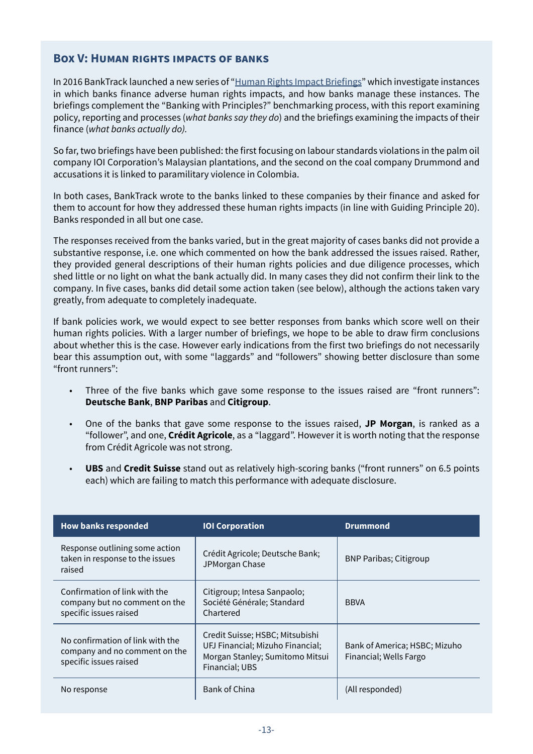## Box V: Human rights impacts of banks

In 2016 BankTrack launched a new series of "Human Rights Impact Briefings" which investigate instances in which banks finance adverse human rights impacts, and how banks manage these instances. The briefings complement the "Banking with Principles?" benchmarking process, with this report examining policy, reporting and processes (*what banks say they do*) and the briefings examining the impacts of their finance (*what banks actually do).*

So far, two briefings have been published: the first focusing on labour standards violations in the palm oil company IOI Corporation's Malaysian plantations, and the second on the coal company Drummond and accusations it is linked to paramilitary violence in Colombia.

In both cases, BankTrack wrote to the banks linked to these companies by their finance and asked for them to account for how they addressed these human rights impacts (in line with Guiding Principle 20). Banks responded in all but one case.

The responses received from the banks varied, but in the great majority of cases banks did not provide a substantive response, i.e. one which commented on how the bank addressed the issues raised. Rather, they provided general descriptions of their human rights policies and due diligence processes, which shed little or no light on what the bank actually did. In many cases they did not confirm their link to the company. In five cases, banks did detail some action taken (see below), although the actions taken vary greatly, from adequate to completely inadequate.

If bank policies work, we would expect to see better responses from banks which score well on their human rights policies. With a larger number of briefings, we hope to be able to draw firm conclusions about whether this is the case. However early indications from the first two briefings do not necessarily bear this assumption out, with some "laggards" and "followers" showing better disclosure than some "front runners":

- Three of the five banks which gave some response to the issues raised are "front runners": **Deutsche Bank**, **BNP Paribas** and **Citigroup**.
- One of the banks that gave some response to the issues raised, **JP Morgan**, is ranked as a "follower", and one, **Crédit Agricole**, as a "laggard". However it is worth noting that the response from Crédit Agricole was not strong.
- **UBS** and **Credit Suisse** stand out as relatively high-scoring banks ("front runners" on 6.5 points each) which are failing to match this performance with adequate disclosure.

| How banks responded | IOI Corporation | Drummond |
|---|---|---|
| Response outlining some action taken in response to the issues raised | Crédit Agricole; Deutsche Bank; JPMorgan Chase | BNP Paribas; Citigroup |
| Confirmation of link with the company but no comment on the specific issues raised | Citigroup; Intesa Sanpaolo; Société Générale; Standard Chartered | BBVA |
| No confirmation of link with the company and no comment on the specific issues raised | Credit Suisse; HSBC; Mitsubishi UFJ Financial; Mizuho Financial; Morgan Stanley; Sumitomo Mitsui Financial; UBS | Bank of America; HSBC; Mizuho Financial; Wells Fargo |
| No response | Bank of China | (All responded) |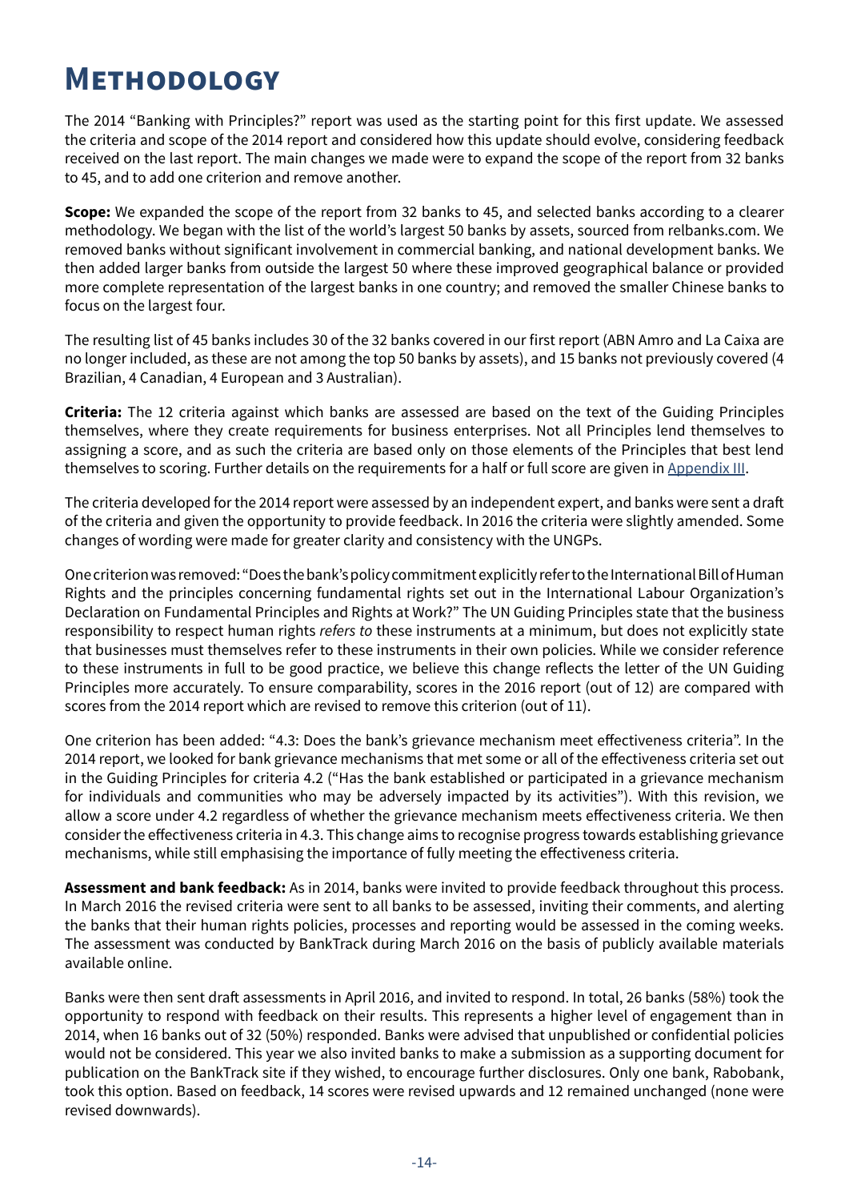# Methodology

The 2014 "Banking with Principles?" report was used as the starting point for this first update. We assessed the criteria and scope of the 2014 report and considered how this update should evolve, considering feedback received on the last report. The main changes we made were to expand the scope of the report from 32 banks to 45, and to add one criterion and remove another.

**Scope:** We expanded the scope of the report from 32 banks to 45, and selected banks according to a clearer methodology. We began with the list of the world's largest 50 banks by assets, sourced from relbanks.com. We removed banks without significant involvement in commercial banking, and national development banks. We then added larger banks from outside the largest 50 where these improved geographical balance or provided more complete representation of the largest banks in one country; and removed the smaller Chinese banks to focus on the largest four.

The resulting list of 45 banks includes 30 of the 32 banks covered in our first report (ABN Amro and La Caixa are no longer included, as these are not among the top 50 banks by assets), and 15 banks not previously covered (4 Brazilian, 4 Canadian, 4 European and 3 Australian).

**Criteria:** The 12 criteria against which banks are assessed are based on the text of the Guiding Principles themselves, where they create requirements for business enterprises. Not all Principles lend themselves to assigning a score, and as such the criteria are based only on those elements of the Principles that best lend themselves to scoring. Further details on the requirements for a half or full score are given in Appendix III.

The criteria developed for the 2014 report were assessed by an independent expert, and banks were sent a draft of the criteria and given the opportunity to provide feedback. In 2016 the criteria were slightly amended. Some changes of wording were made for greater clarity and consistency with the UNGPs.

One criterion was removed: "Does the bank's policy commitment explicitly refer to the International Bill of Human Rights and the principles concerning fundamental rights set out in the International Labour Organization's Declaration on Fundamental Principles and Rights at Work?" The UN Guiding Principles state that the business responsibility to respect human rights *refers to* these instruments at a minimum, but does not explicitly state that businesses must themselves refer to these instruments in their own policies. While we consider reference to these instruments in full to be good practice, we believe this change reflects the letter of the UN Guiding Principles more accurately. To ensure comparability, scores in the 2016 report (out of 12) are compared with scores from the 2014 report which are revised to remove this criterion (out of 11).

One criterion has been added: "4.3: Does the bank's grievance mechanism meet effectiveness criteria". In the 2014 report, we looked for bank grievance mechanisms that met some or all of the effectiveness criteria set out in the Guiding Principles for criteria 4.2 ("Has the bank established or participated in a grievance mechanism for individuals and communities who may be adversely impacted by its activities"). With this revision, we allow a score under 4.2 regardless of whether the grievance mechanism meets effectiveness criteria. We then consider the effectiveness criteria in 4.3. This change aims to recognise progress towards establishing grievance mechanisms, while still emphasising the importance of fully meeting the effectiveness criteria.

**Assessment and bank feedback:** As in 2014, banks were invited to provide feedback throughout this process. In March 2016 the revised criteria were sent to all banks to be assessed, inviting their comments, and alerting the banks that their human rights policies, processes and reporting would be assessed in the coming weeks. The assessment was conducted by BankTrack during March 2016 on the basis of publicly available materials available online.

Banks were then sent draft assessments in April 2016, and invited to respond. In total, 26 banks (58%) took the opportunity to respond with feedback on their results. This represents a higher level of engagement than in 2014, when 16 banks out of 32 (50%) responded. Banks were advised that unpublished or confidential policies would not be considered. This year we also invited banks to make a submission as a supporting document for publication on the BankTrack site if they wished, to encourage further disclosures. Only one bank, Rabobank, took this option. Based on feedback, 14 scores were revised upwards and 12 remained unchanged (none were revised downwards).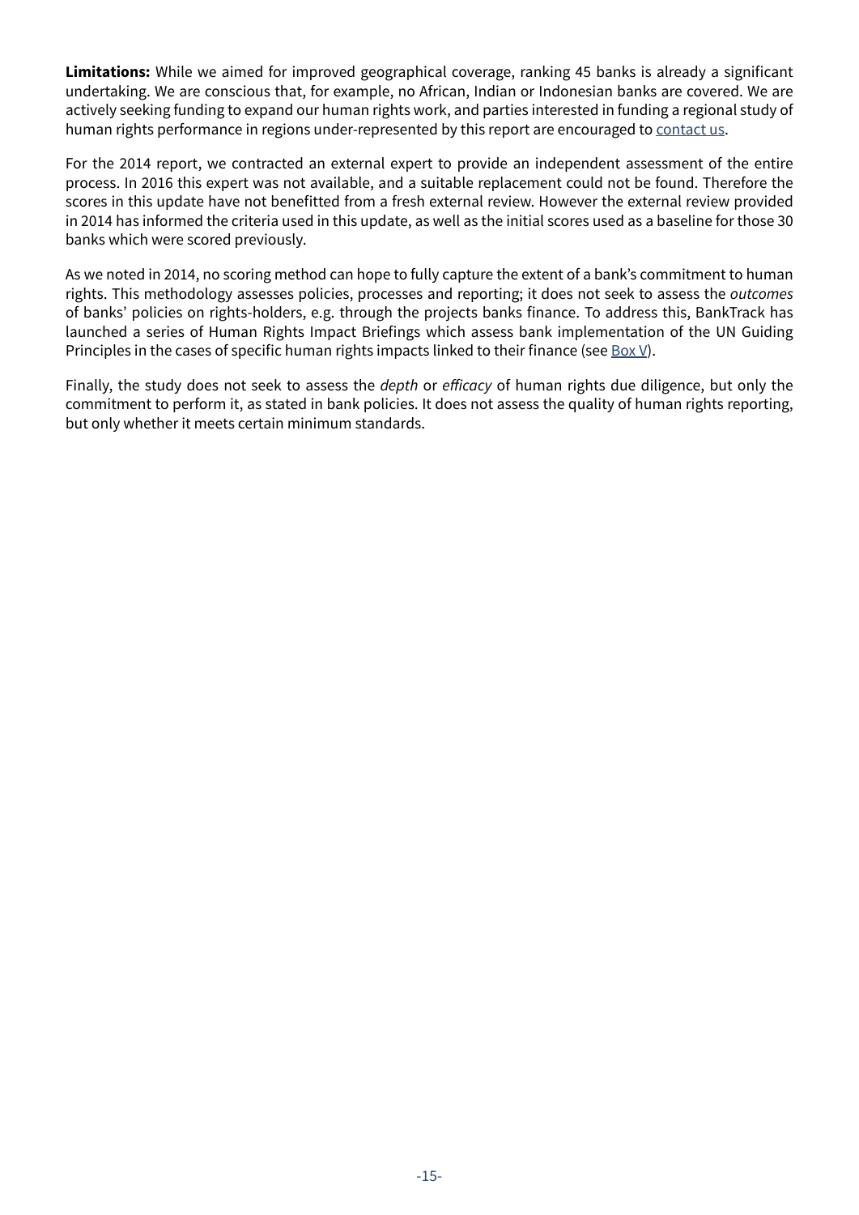**Limitations:** While we aimed for improved geographical coverage, ranking 45 banks is already a significant undertaking. We are conscious that, for example, no African, Indian or Indonesian banks are covered. We are actively seeking funding to expand our human rights work, and parties interested in funding a regional study of human rights performance in regions under-represented by this report are encouraged to contact us.

For the 2014 report, we contracted an external expert to provide an independent assessment of the entire process. In 2016 this expert was not available, and a suitable replacement could not be found. Therefore the scores in this update have not benefitted from a fresh external review. However the external review provided in 2014 has informed the criteria used in this update, as well as the initial scores used as a baseline for those 30 banks which were scored previously.

As we noted in 2014, no scoring method can hope to fully capture the extent of a bank's commitment to human rights. This methodology assesses policies, processes and reporting; it does not seek to assess the *outcomes* of banks' policies on rights-holders, e.g. through the projects banks finance. To address this, BankTrack has launched a series of Human Rights Impact Briefings which assess bank implementation of the UN Guiding Principles in the cases of specific human rights impacts linked to their finance (see Box V).

Finally, the study does not seek to assess the *depth* or *efficacy* of human rights due diligence, but only the commitment to perform it, as stated in bank policies. It does not assess the quality of human rights reporting, but only whether it meets certain minimum standards.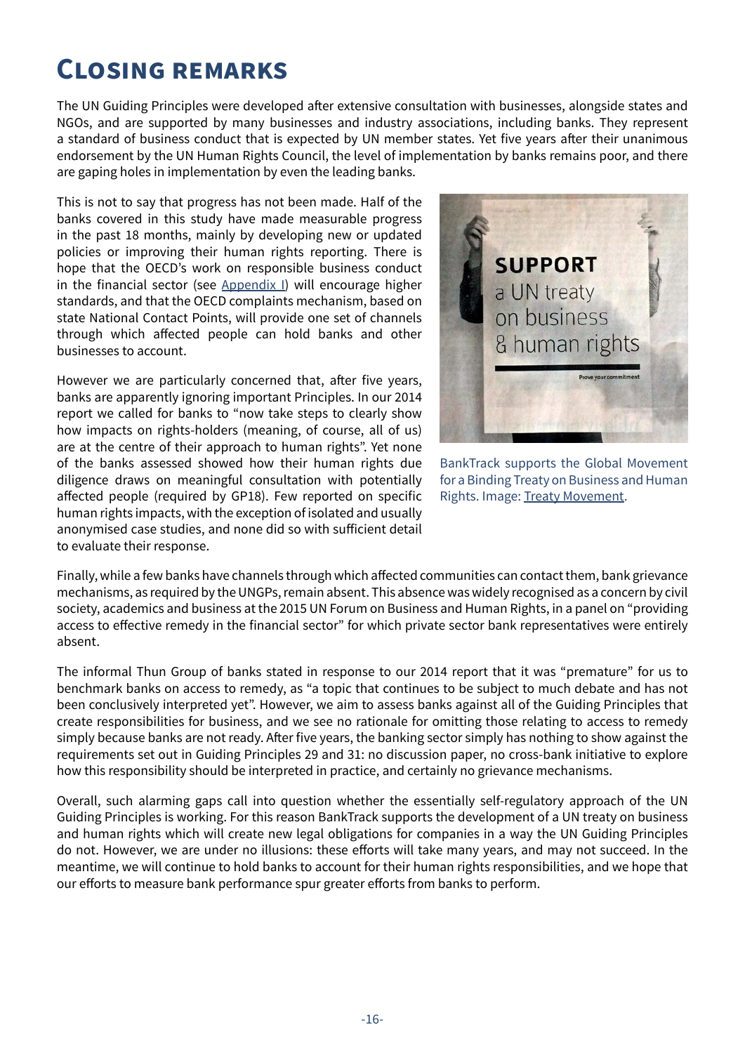# Closing remarks

The UN Guiding Principles were developed after extensive consultation with businesses, alongside states and NGOs, and are supported by many businesses and industry associations, including banks. They represent a standard of business conduct that is expected by UN member states. Yet five years after their unanimous endorsement by the UN Human Rights Council, the level of implementation by banks remains poor, and there are gaping holes in implementation by even the leading banks.

This is not to say that progress has not been made. Half of the banks covered in this study have made measurable progress in the past 18 months, mainly by developing new or updated policies or improving their human rights reporting. There is hope that the OECD's work on responsible business conduct in the financial sector (see Appendix I) will encourage higher standards, and that the OECD complaints mechanism, based on state National Contact Points, will provide one set of channels through which affected people can hold banks and other businesses to account.

However we are particularly concerned that, after five years, banks are apparently ignoring important Principles. In our 2014 report we called for banks to "now take steps to clearly show how impacts on rights-holders (meaning, of course, all of us) are at the centre of their approach to human rights". Yet none of the banks assessed showed how their human rights due diligence draws on meaningful consultation with potentially affected people (required by GP18). Few reported on specific human rights impacts, with the exception of isolated and usually anonymised case studies, and none did so with sufficient detail to evaluate their response.

BankTrack supports the Global Movement for a Binding Treaty on Business and Human Rights. Image: Treaty Movement.

Finally, while a few banks have channels through which affected communities can contact them, bank grievance mechanisms, as required by the UNGPs, remain absent. This absence was widely recognised as a concern by civil society, academics and business at the 2015 UN Forum on Business and Human Rights, in a panel on "providing access to effective remedy in the financial sector" for which private sector bank representatives were entirely absent.

The informal Thun Group of banks stated in response to our 2014 report that it was "premature" for us to benchmark banks on access to remedy, as "a topic that continues to be subject to much debate and has not been conclusively interpreted yet". However, we aim to assess banks against all of the Guiding Principles that create responsibilities for business, and we see no rationale for omitting those relating to access to remedy simply because banks are not ready. After five years, the banking sector simply has nothing to show against the requirements set out in Guiding Principles 29 and 31: no discussion paper, no cross-bank initiative to explore how this responsibility should be interpreted in practice, and certainly no grievance mechanisms.

Overall, such alarming gaps call into question whether the essentially self-regulatory approach of the UN Guiding Principles is working. For this reason BankTrack supports the development of a UN treaty on business and human rights which will create new legal obligations for companies in a way the UN Guiding Principles do not. However, we are under no illusions: these efforts will take many years, and may not succeed. In the meantime, we will continue to hold banks to account for their human rights responsibilities, and we hope that our efforts to measure bank performance spur greater efforts from banks to perform.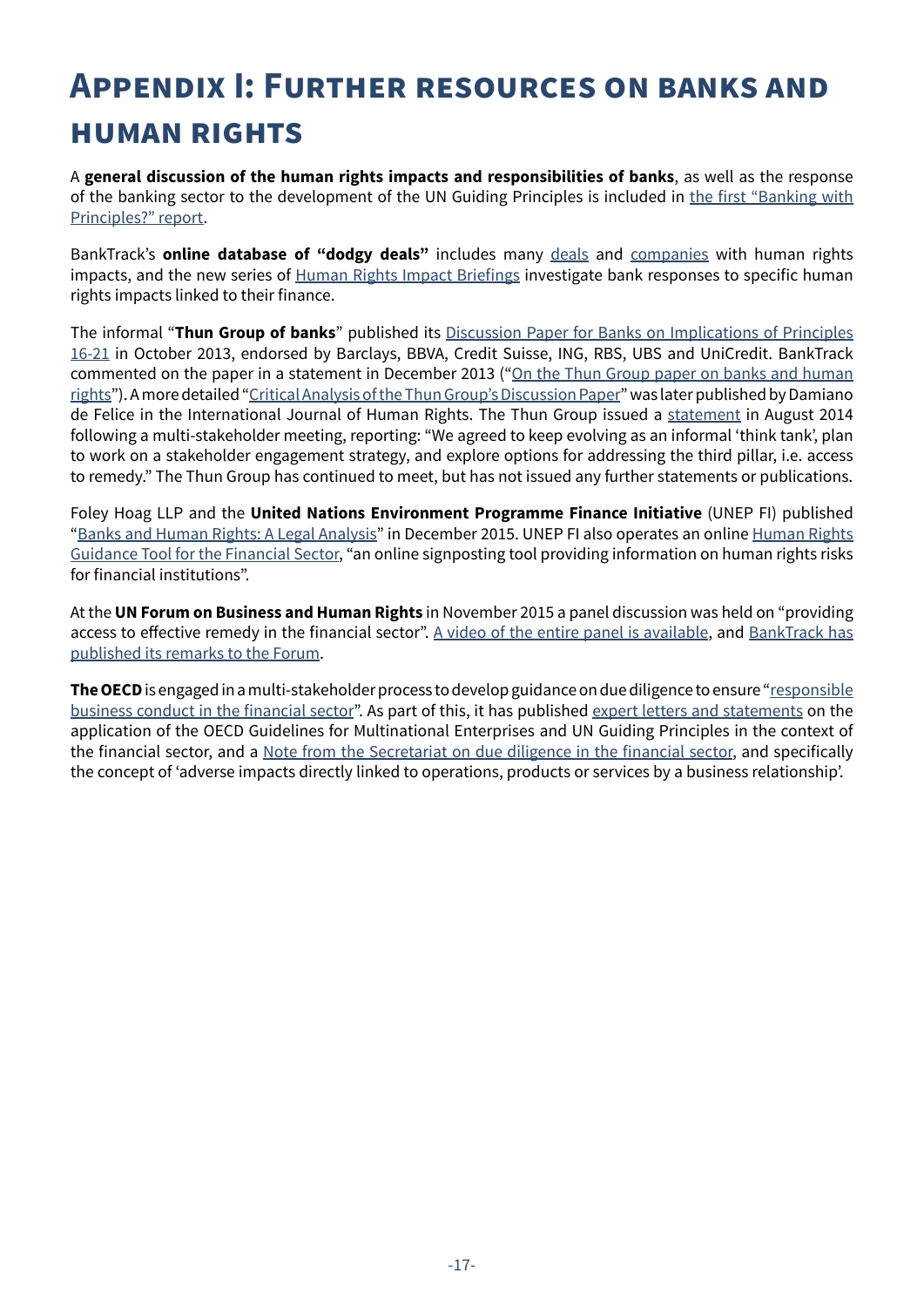# Appendix I: Further resources on banks and human rights

A **general discussion of the human rights impacts and responsibilities of banks**, as well as the response of the banking sector to the development of the UN Guiding Principles is included in the first "Banking with Principles?" report.

BankTrack's **online database of "dodgy deals"** includes many deals and companies with human rights impacts, and the new series of Human Rights Impact Briefings investigate bank responses to specific human rights impacts linked to their finance.

The informal "**Thun Group of banks**" published its Discussion Paper for Banks on Implications of Principles 16-21 in October 2013, endorsed by Barclays, BBVA, Credit Suisse, ING, RBS, UBS and UniCredit. BankTrack commented on the paper in a statement in December 2013 ("On the Thun Group paper on banks and human rights"). A more detailed "Critical Analysis of the Thun Group's Discussion Paper" was later published by Damiano de Felice in the International Journal of Human Rights. The Thun Group issued a statement in August 2014 following a multi-stakeholder meeting, reporting: "We agreed to keep evolving as an informal 'think tank', plan to work on a stakeholder engagement strategy, and explore options for addressing the third pillar, i.e. access to remedy." The Thun Group has continued to meet, but has not issued any further statements or publications.

Foley Hoag LLP and the **United Nations Environment Programme Finance Initiative** (UNEP FI) published "Banks and Human Rights: A Legal Analysis" in December 2015. UNEP FI also operates an online Human Rights Guidance Tool for the Financial Sector, "an online signposting tool providing information on human rights risks for financial institutions".

At the **UN Forum on Business and Human Rights** in November 2015 a panel discussion was held on "providing access to effective remedy in the financial sector". A video of the entire panel is available, and BankTrack has published its remarks to the Forum.

**The OECD** is engaged in a multi-stakeholder process to develop guidance on due diligence to ensure "responsible business conduct in the financial sector". As part of this, it has published expert letters and statements on the application of the OECD Guidelines for Multinational Enterprises and UN Guiding Principles in the context of the financial sector, and a Note from the Secretariat on due diligence in the financial sector, and specifically the concept of 'adverse impacts directly linked to operations, products or services by a business relationship'.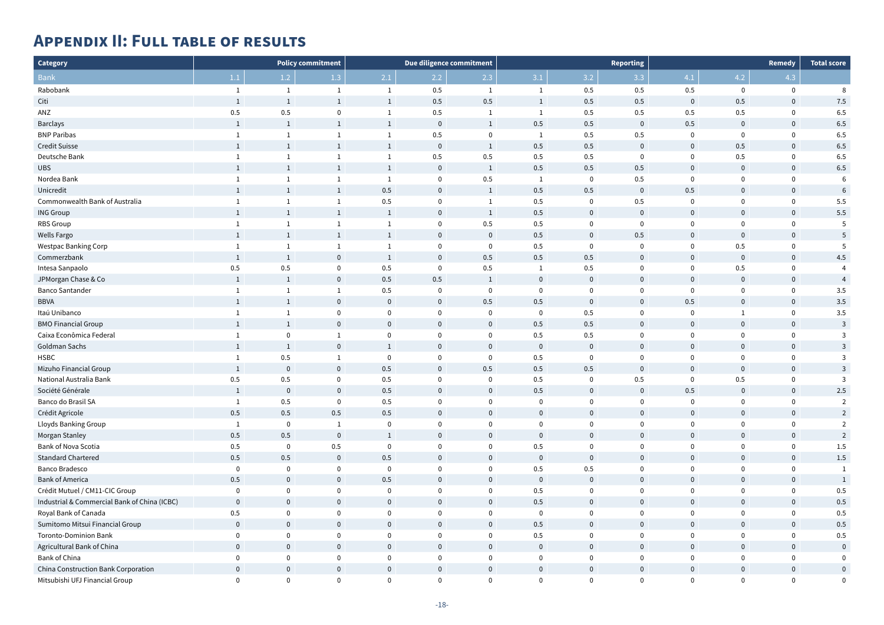## Appendix II: Full table of results

| Category | | Policy commitment | | | Due diligence commitment | | | Reporting | | | Remedy | | Total score |
|---|---|---|---|---|---|---|---|---|---|---|---|---|---|
| Bank | 1.1 | 1.2 | 1.3 | 2.1 | 2.2 | 2.3 | 3.1 | 3.2 | 3.3 | 4.1 | 4.2 | 4.3 | |
| Rabobank | 1 | 1 | 1 | 1 | 0.5 | 1 | 1 | 0.5 | 0.5 | 0.5 | 0 | 0 | 8 |
| Citi | 1 | 1 | 1 | 1 | 0.5 | 0.5 | 1 | 0.5 | 0.5 | 0 | 0.5 | 0 | 7.5 |
| ANZ | 0.5 | 0.5 | 0 | 1 | 0.5 | 1 | 1 | 0.5 | 0.5 | 0.5 | 0.5 | 0 | 6.5 |
| Barclays | 1 | 1 | 1 | 1 | 0 | 1 | 0.5 | 0.5 | 0 | 0.5 | 0 | 0 | 6.5 |
| BNP Paribas | 1 | 1 | 1 | 1 | 0.5 | 0 | 1 | 0.5 | 0.5 | 0 | 0 | 0 | 6.5 |
| Credit Suisse | 1 | 1 | 1 | 1 | 0 | 1 | 0.5 | 0.5 | 0 | 0 | 0.5 | 0 | 6.5 |
| Deutsche Bank | 1 | 1 | 1 | 1 | 0.5 | 0.5 | 0.5 | 0.5 | 0 | 0 | 0.5 | 0 | 6.5 |
| UBS | 1 | 1 | 1 | 1 | 0 | 1 | 0.5 | 0.5 | 0.5 | 0 | 0 | 0 | 6.5 |
| Nordea Bank | 1 | 1 | 1 | 1 | 0 | 0.5 | 1 | 0 | 0.5 | 0 | 0 | 0 | 6 |
| Unicredit | 1 | 1 | 1 | 0.5 | 0 | 1 | 0.5 | 0.5 | 0 | 0.5 | 0 | 0 | 6 |
| Commonwealth Bank of Australia | 1 | 1 | 1 | 0.5 | 0 | 1 | 0.5 | 0 | 0.5 | 0 | 0 | 0 | 5.5 |
| ING Group | 1 | 1 | 1 | 1 | 0 | 1 | 0.5 | 0 | 0 | 0 | 0 | 0 | 5.5 |
| RBS Group | 1 | 1 | 1 | 1 | 0 | 0.5 | 0.5 | 0 | 0 | 0 | 0 | 0 | 5 |
| Wells Fargo | 1 | 1 | 1 | 1 | 0 | 0 | 0.5 | 0 | 0.5 | 0 | 0 | 0 | 5 |
| Westpac Banking Corp | 1 | 1 | 1 | 1 | 0 | 0 | 0.5 | 0 | 0 | 0 | 0.5 | 0 | 5 |
| Commerzbank | 1 | 1 | 0 | 1 | 0 | 0.5 | 0.5 | 0.5 | 0 | 0 | 0 | 0 | 4.5 |
| Intesa Sanpaolo | 0.5 | 0.5 | 0 | 0.5 | 0 | 0.5 | 1 | 0.5 | 0 | 0 | 0.5 | 0 | 4 |
| JPMorgan Chase & Co | 1 | 1 | 0 | 0.5 | 0.5 | 1 | 0 | 0 | 0 | 0 | 0 | 0 | 4 |
| Banco Santander | 1 | 1 | 1 | 0.5 | 0 | 0 | 0 | 0 | 0 | 0 | 0 | 0 | 3.5 |
| BBVA | 1 | 1 | 0 | 0 | 0 | 0.5 | 0.5 | 0 | 0 | 0.5 | 0 | 0 | 3.5 |
| Itaú Unibanco | 1 | 1 | 0 | 0 | 0 | 0 | 0 | 0.5 | 0 | 0 | 1 | 0 | 3.5 |
| BMO Financial Group | 1 | 1 | 0 | 0 | 0 | 0 | 0.5 | 0.5 | 0 | 0 | 0 | 0 | 3 |
| Caixa Econômica Federal | 1 | 0 | 1 | 0 | 0 | 0 | 0.5 | 0.5 | 0 | 0 | 0 | 0 | 3 |
| Goldman Sachs | 1 | 1 | 0 | 1 | 0 | 0 | 0 | 0 | 0 | 0 | 0 | 0 | 3 |
| HSBC | 1 | 0.5 | 1 | 0 | 0 | 0 | 0.5 | 0 | 0 | 0 | 0 | 0 | 3 |
| Mizuho Financial Group | 1 | 0 | 0 | 0.5 | 0 | 0.5 | 0.5 | 0.5 | 0 | 0 | 0 | 0 | 3 |
| National Australia Bank | 0.5 | 0.5 | 0 | 0.5 | 0 | 0 | 0.5 | 0 | 0.5 | 0 | 0.5 | 0 | 3 |
| Société Générale | 1 | 0 | 0 | 0.5 | 0 | 0 | 0.5 | 0 | 0 | 0.5 | 0 | 0 | 2.5 |
| Banco do Brasil SA | 1 | 0.5 | 0 | 0.5 | 0 | 0 | 0 | 0 | 0 | 0 | 0 | 0 | 2 |
| Crédit Agricole | 0.5 | 0.5 | 0.5 | 0.5 | 0 | 0 | 0 | 0 | 0 | 0 | 0 | 0 | 2 |
| Lloyds Banking Group | 1 | 0 | 1 | 0 | 0 | 0 | 0 | 0 | 0 | 0 | 0 | 0 | 2 |
| Morgan Stanley | 0.5 | 0.5 | 0 | 1 | 0 | 0 | 0 | 0 | 0 | 0 | 0 | 0 | 2 |
| Bank of Nova Scotia | 0.5 | 0 | 0.5 | 0 | 0 | 0 | 0.5 | 0 | 0 | 0 | 0 | 0 | 1.5 |
| Standard Chartered | 0.5 | 0.5 | 0 | 0.5 | 0 | 0 | 0 | 0 | 0 | 0 | 0 | 0 | 1.5 |
| Banco Bradesco | 0 | 0 | 0 | 0 | 0 | 0 | 0.5 | 0.5 | 0 | 0 | 0 | 0 | 1 |
| Bank of America | 0.5 | 0 | 0 | 0.5 | 0 | 0 | 0 | 0 | 0 | 0 | 0 | 0 | 1 |
| Crédit Mutuel / CM11-CIC Group | 0 | 0 | 0 | 0 | 0 | 0 | 0.5 | 0 | 0 | 0 | 0 | 0 | 0.5 |
| Industrial & Commercial Bank of China (ICBC) | 0 | 0 | 0 | 0 | 0 | 0 | 0.5 | 0 | 0 | 0 | 0 | 0 | 0.5 |
| Royal Bank of Canada | 0.5 | 0 | 0 | 0 | 0 | 0 | 0 | 0 | 0 | 0 | 0 | 0 | 0.5 |
| Sumitomo Mitsui Financial Group | 0 | 0 | 0 | 0 | 0 | 0 | 0.5 | 0 | 0 | 0 | 0 | 0 | 0.5 |
| Toronto-Dominion Bank | 0 | 0 | 0 | 0 | 0 | 0 | 0.5 | 0 | 0 | 0 | 0 | 0 | 0.5 |
| Agricultural Bank of China | 0 | 0 | 0 | 0 | 0 | 0 | 0 | 0 | 0 | 0 | 0 | 0 | 0 |
| Bank of China | 0 | 0 | 0 | 0 | 0 | 0 | 0 | 0 | 0 | 0 | 0 | 0 | 0 |
| China Construction Bank Corporation | 0 | 0 | 0 | 0 | 0 | 0 | 0 | 0 | 0 | 0 | 0 | 0 | 0 |
| Mitsubishi UFJ Financial Group | 0 | 0 | 0 | 0 | 0 | 0 | 0 | 0 | 0 | 0 | 0 | 0 | 0 |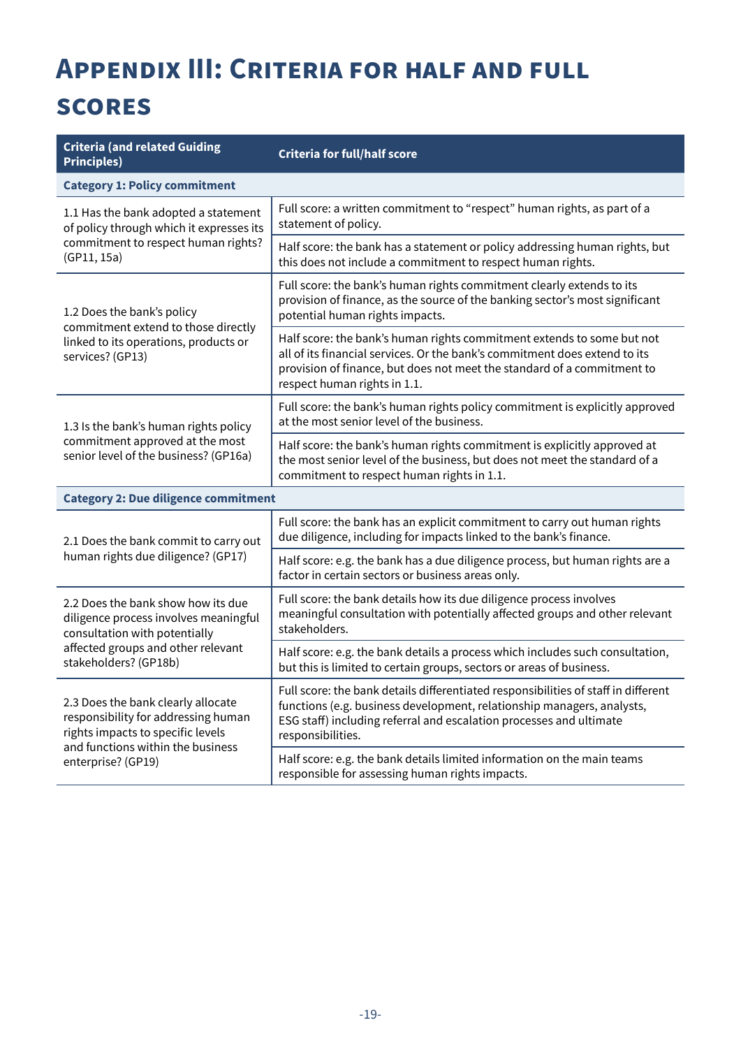# Appendix III: Criteria for half and full scores

| Criteria (and related Guiding Principles) | Criteria for full/half score |
|---|---|
| **Category 1: Policy commitment** | |
| 1.1 Has the bank adopted a statement of policy through which it expresses its commitment to respect human rights? (GP11, 15a) | Full score: a written commitment to "respect" human rights, as part of a statement of policy. |
| | Half score: the bank has a statement or policy addressing human rights, but this does not include a commitment to respect human rights. |
| 1.2 Does the bank's policy commitment extend to those directly linked to its operations, products or services? (GP13) | Full score: the bank's human rights commitment clearly extends to its provision of finance, as the source of the banking sector's most significant potential human rights impacts. |
| | Half score: the bank's human rights commitment extends to some but not all of its financial services. Or the bank's commitment does extend to its provision of finance, but does not meet the standard of a commitment to respect human rights in 1.1. |
| 1.3 Is the bank's human rights policy commitment approved at the most senior level of the business? (GP16a) | Full score: the bank's human rights policy commitment is explicitly approved at the most senior level of the business. |
| | Half score: the bank's human rights commitment is explicitly approved at the most senior level of the business, but does not meet the standard of a commitment to respect human rights in 1.1. |
| **Category 2: Due diligence commitment** | |
| 2.1 Does the bank commit to carry out human rights due diligence? (GP17) | Full score: the bank has an explicit commitment to carry out human rights due diligence, including for impacts linked to the bank's finance. |
| | Half score: e.g. the bank has a due diligence process, but human rights are a factor in certain sectors or business areas only. |
| 2.2 Does the bank show how its due diligence process involves meaningful consultation with potentially affected groups and other relevant stakeholders? (GP18b) | Full score: the bank details how its due diligence process involves meaningful consultation with potentially affected groups and other relevant stakeholders. |
| | Half score: e.g. the bank details a process which includes such consultation, but this is limited to certain groups, sectors or areas of business. |
| 2.3 Does the bank clearly allocate responsibility for addressing human rights impacts to specific levels and functions within the business enterprise? (GP19) | Full score: the bank details differentiated responsibilities of staff in different functions (e.g. business development, relationship managers, analysts, ESG staff) including referral and escalation processes and ultimate responsibilities. |
| | Half score: e.g. the bank details limited information on the main teams responsible for assessing human rights impacts. |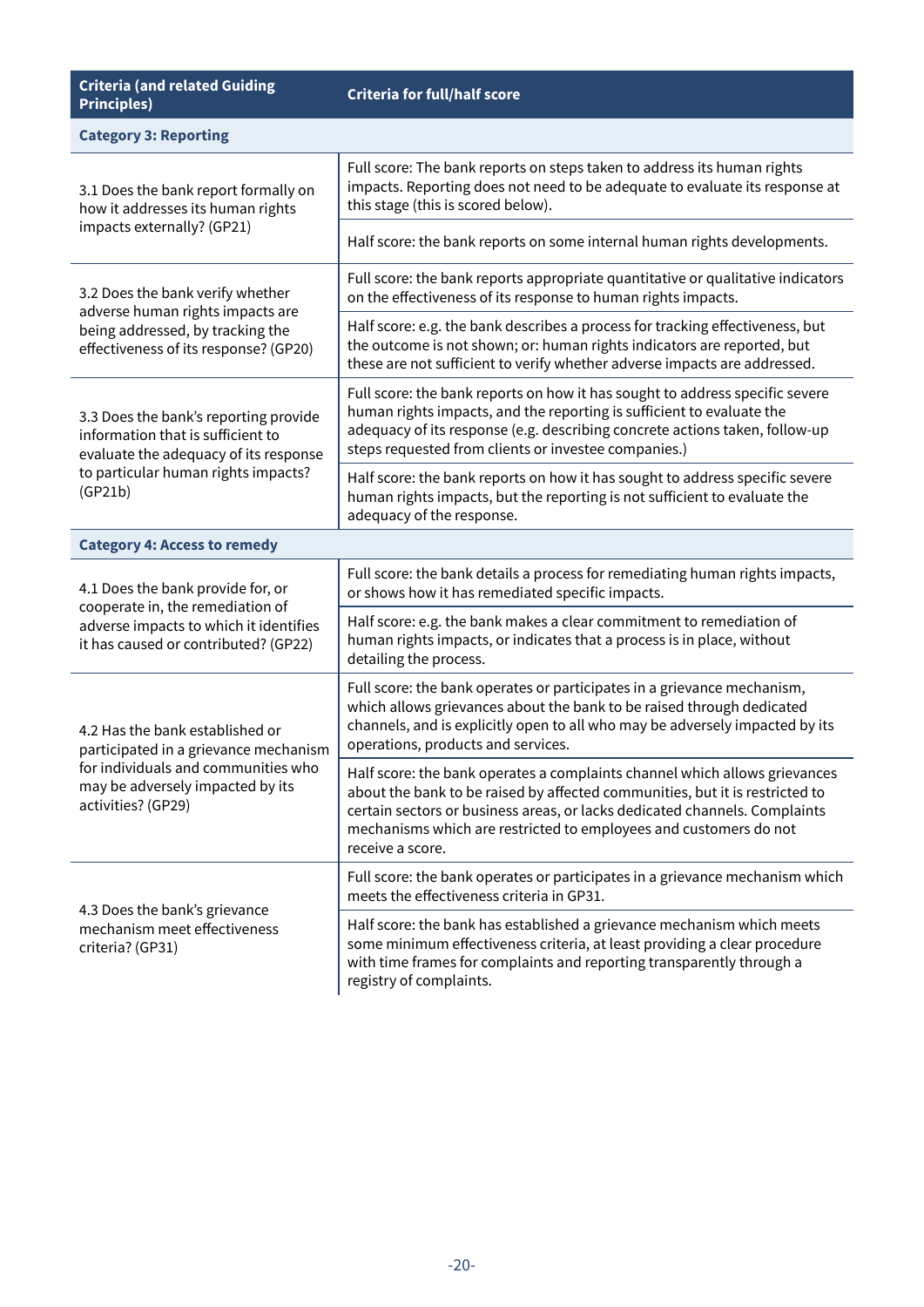| Criteria (and related Guiding Principles) | Criteria for full/half score |
|---|---|
| **Category 3: Reporting** | |
| 3.1 Does the bank report formally on how it addresses its human rights impacts externally? (GP21) | Full score: The bank reports on steps taken to address its human rights impacts. Reporting does not need to be adequate to evaluate its response at this stage (this is scored below). |
| | Half score: the bank reports on some internal human rights developments. |
| 3.2 Does the bank verify whether adverse human rights impacts are being addressed, by tracking the effectiveness of its response? (GP20) | Full score: the bank reports appropriate quantitative or qualitative indicators on the effectiveness of its response to human rights impacts. |
| | Half score: e.g. the bank describes a process for tracking effectiveness, but the outcome is not shown; or: human rights indicators are reported, but these are not sufficient to verify whether adverse impacts are addressed. |
| 3.3 Does the bank's reporting provide information that is sufficient to evaluate the adequacy of its response to particular human rights impacts? (GP21b) | Full score: the bank reports on how it has sought to address specific severe human rights impacts, and the reporting is sufficient to evaluate the adequacy of its response (e.g. describing concrete actions taken, follow-up steps requested from clients or investee companies.) |
| | Half score: the bank reports on how it has sought to address specific severe human rights impacts, but the reporting is not sufficient to evaluate the adequacy of the response. |
| **Category 4: Access to remedy** | |
| 4.1 Does the bank provide for, or cooperate in, the remediation of adverse impacts to which it identifies it has caused or contributed? (GP22) | Full score: the bank details a process for remediating human rights impacts, or shows how it has remediated specific impacts. |
| | Half score: e.g. the bank makes a clear commitment to remediation of human rights impacts, or indicates that a process is in place, without detailing the process. |
| 4.2 Has the bank established or participated in a grievance mechanism for individuals and communities who may be adversely impacted by its activities? (GP29) | Full score: the bank operates or participates in a grievance mechanism, which allows grievances about the bank to be raised through dedicated channels, and is explicitly open to all who may be adversely impacted by its operations, products and services. |
| | Half score: the bank operates a complaints channel which allows grievances about the bank to be raised by affected communities, but it is restricted to certain sectors or business areas, or lacks dedicated channels. Complaints mechanisms which are restricted to employees and customers do not receive a score. |
| 4.3 Does the bank's grievance mechanism meet effectiveness criteria? (GP31) | Full score: the bank operates or participates in a grievance mechanism which meets the effectiveness criteria in GP31. |
| | Half score: the bank has established a grievance mechanism which meets some minimum effectiveness criteria, at least providing a clear procedure with time frames for complaints and reporting transparently through a registry of complaints. |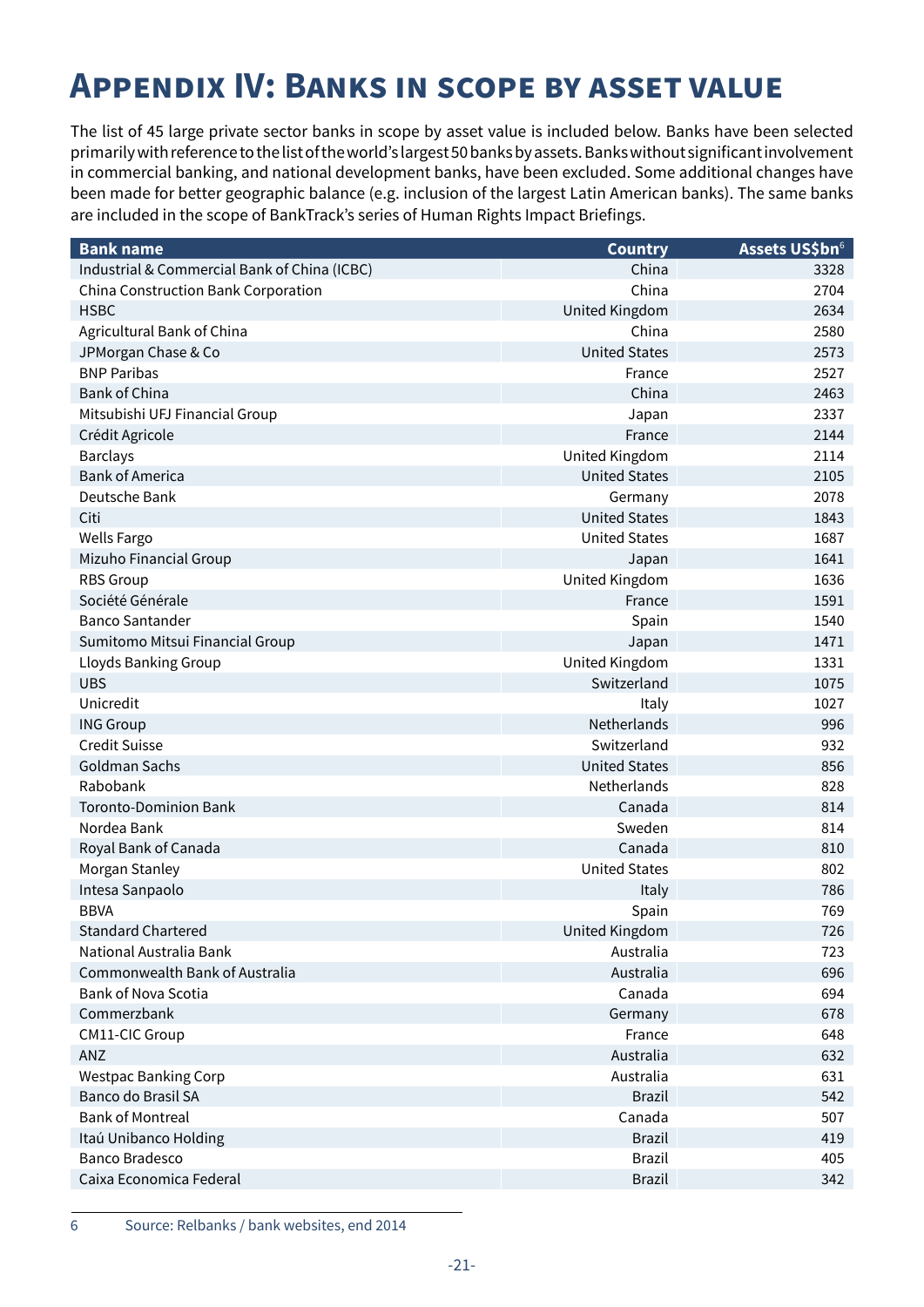# Appendix IV: Banks in scope by asset value

The list of 45 large private sector banks in scope by asset value is included below. Banks have been selected primarily with reference to the list of the world's largest 50 banks by assets. Banks without significant involvement in commercial banking, and national development banks, have been excluded. Some additional changes have been made for better geographic balance (e.g. inclusion of the largest Latin American banks). The same banks are included in the scope of BankTrack's series of Human Rights Impact Briefings.

| Bank name | Country | Assets US$bn[6] |
|---|---:|---:|
| Industrial & Commercial Bank of China (ICBC) | China | 3328 |
| China Construction Bank Corporation | China | 2704 |
| HSBC | United Kingdom | 2634 |
| Agricultural Bank of China | China | 2580 |
| JPMorgan Chase & Co | United States | 2573 |
| BNP Paribas | France | 2527 |
| Bank of China | China | 2463 |
| Mitsubishi UFJ Financial Group | Japan | 2337 |
| Crédit Agricole | France | 2144 |
| Barclays | United Kingdom | 2114 |
| Bank of America | United States | 2105 |
| Deutsche Bank | Germany | 2078 |
| Citi | United States | 1843 |
| Wells Fargo | United States | 1687 |
| Mizuho Financial Group | Japan | 1641 |
| RBS Group | United Kingdom | 1636 |
| Société Générale | France | 1591 |
| Banco Santander | Spain | 1540 |
| Sumitomo Mitsui Financial Group | Japan | 1471 |
| Lloyds Banking Group | United Kingdom | 1331 |
| UBS | Switzerland | 1075 |
| Unicredit | Italy | 1027 |
| ING Group | Netherlands | 996 |
| Credit Suisse | Switzerland | 932 |
| Goldman Sachs | United States | 856 |
| Rabobank | Netherlands | 828 |
| Toronto-Dominion Bank | Canada | 814 |
| Nordea Bank | Sweden | 814 |
| Royal Bank of Canada | Canada | 810 |
| Morgan Stanley | United States | 802 |
| Intesa Sanpaolo | Italy | 786 |
| BBVA | Spain | 769 |
| Standard Chartered | United Kingdom | 726 |
| National Australia Bank | Australia | 723 |
| Commonwealth Bank of Australia | Australia | 696 |
| Bank of Nova Scotia | Canada | 694 |
| Commerzbank | Germany | 678 |
| CM11-CIC Group | France | 648 |
| ANZ | Australia | 632 |
| Westpac Banking Corp | Australia | 631 |
| Banco do Brasil SA | Brazil | 542 |
| Bank of Montreal | Canada | 507 |
| Itaú Unibanco Holding | Brazil | 419 |
| Banco Bradesco | Brazil | 405 |
| Caixa Economica Federal | Brazil | 342 |

6 Source: Relbanks / bank websites, end 2014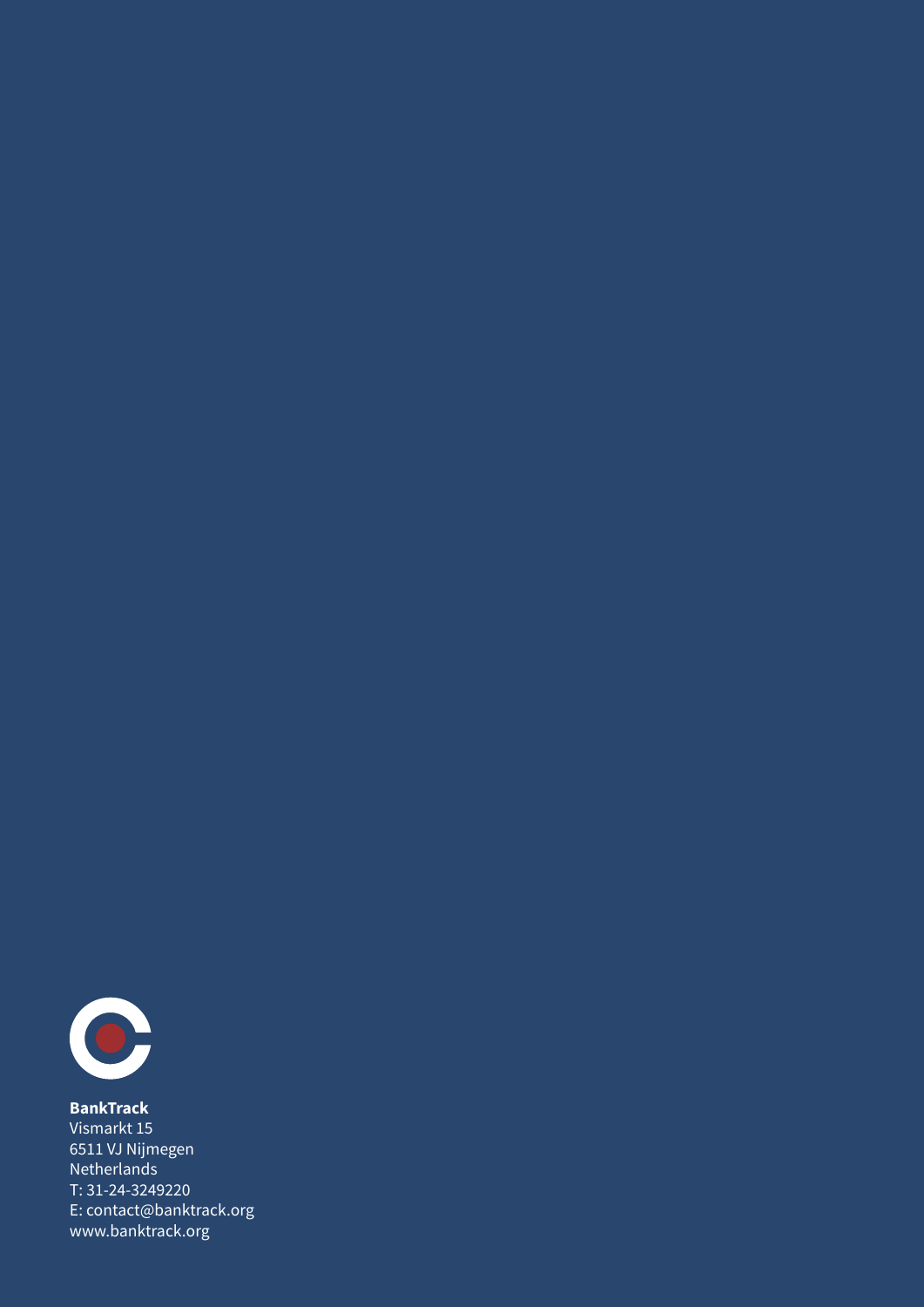**BankTrack**
Vismarkt 15
6511 VJ Nijmegen
Netherlands
T: 31-24-3249220
E: contact@banktrack.org
www.banktrack.org